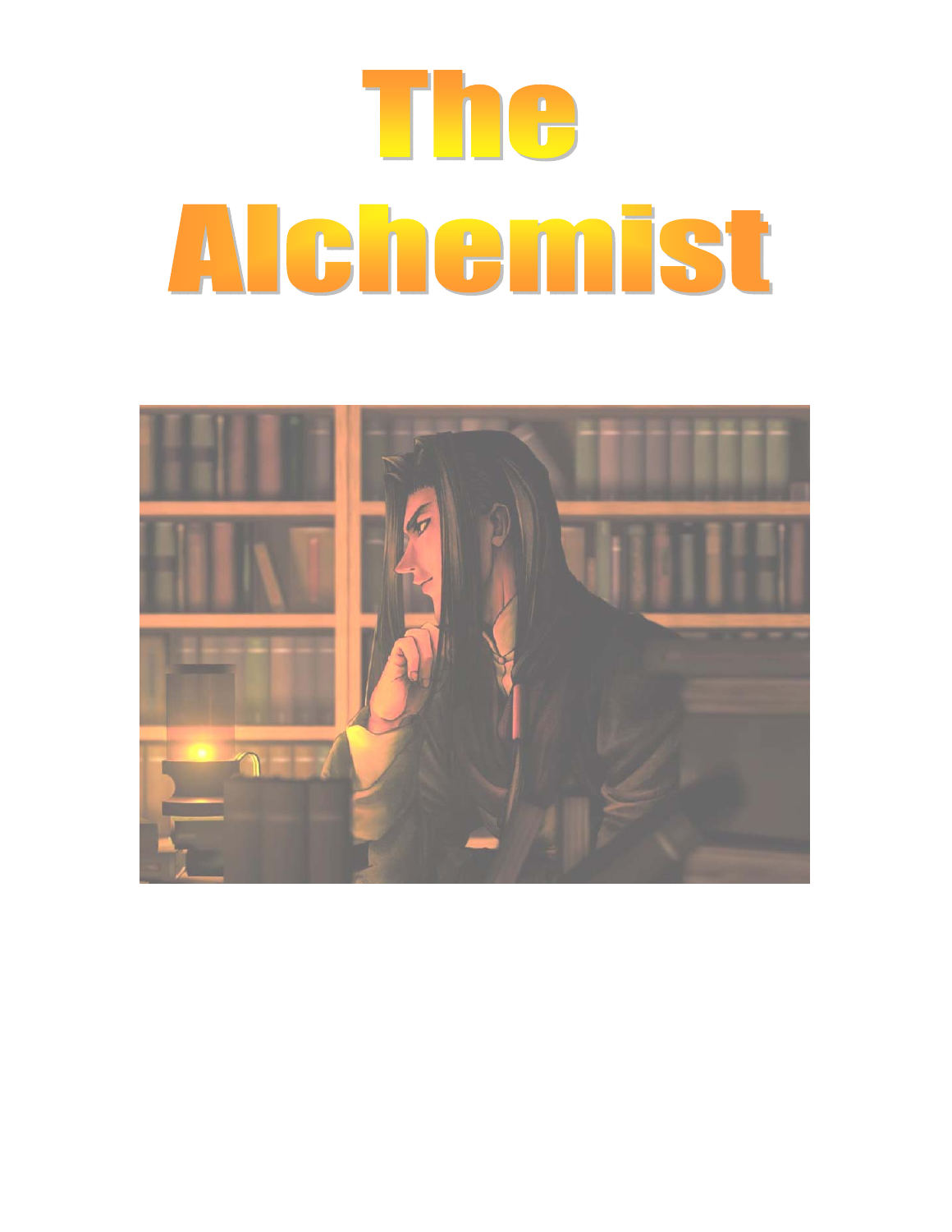# The Alchemist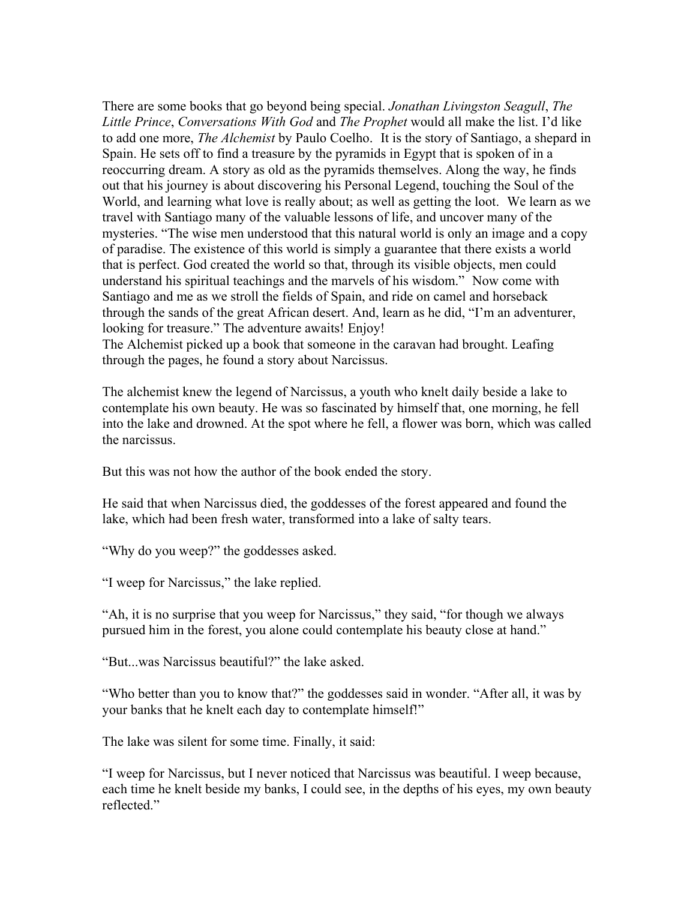There are some books that go beyond being special. *Jonathan Livingston Seagull*, *The Little Prince*, *Conversations With God* and *The Prophet* would all make the list. I'd like to add one more, *The Alchemist* by Paulo Coelho. It is the story of Santiago, a shepard in Spain. He sets off to find a treasure by the pyramids in Egypt that is spoken of in a reoccurring dream. A story as old as the pyramids themselves. Along the way, he finds out that his journey is about discovering his Personal Legend, touching the Soul of the World, and learning what love is really about; as well as getting the loot. We learn as we travel with Santiago many of the valuable lessons of life, and uncover many of the mysteries. "The wise men understood that this natural world is only an image and a copy of paradise. The existence of this world is simply a guarantee that there exists a world that is perfect. God created the world so that, through its visible objects, men could understand his spiritual teachings and the marvels of his wisdom." Now come with Santiago and me as we stroll the fields of Spain, and ride on camel and horseback through the sands of the great African desert. And, learn as he did, "I'm an adventurer, looking for treasure." The adventure awaits! Enjoy!

The Alchemist picked up a book that someone in the caravan had brought. Leafing through the pages, he found a story about Narcissus.

The alchemist knew the legend of Narcissus, a youth who knelt daily beside a lake to contemplate his own beauty. He was so fascinated by himself that, one morning, he fell into the lake and drowned. At the spot where he fell, a flower was born, which was called the narcissus.

But this was not how the author of the book ended the story.

He said that when Narcissus died, the goddesses of the forest appeared and found the lake, which had been fresh water, transformed into a lake of salty tears.

"Why do you weep?" the goddesses asked.

"I weep for Narcissus," the lake replied.

"Ah, it is no surprise that you weep for Narcissus," they said, "for though we always pursued him in the forest, you alone could contemplate his beauty close at hand."

"But...was Narcissus beautiful?" the lake asked.

"Who better than you to know that?" the goddesses said in wonder. "After all, it was by your banks that he knelt each day to contemplate himself!"

The lake was silent for some time. Finally, it said:

"I weep for Narcissus, but I never noticed that Narcissus was beautiful. I weep because, each time he knelt beside my banks, I could see, in the depths of his eyes, my own beauty reflected."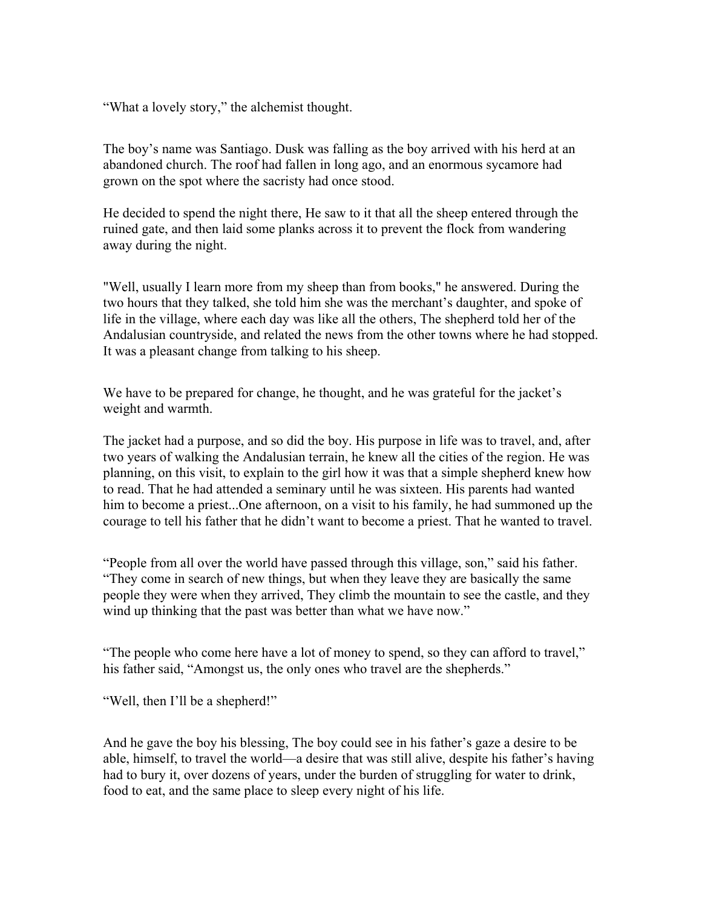"What a lovely story," the alchemist thought.

The boy's name was Santiago. Dusk was falling as the boy arrived with his herd at an abandoned church. The roof had fallen in long ago, and an enormous sycamore had grown on the spot where the sacristy had once stood.

He decided to spend the night there, He saw to it that all the sheep entered through the ruined gate, and then laid some planks across it to prevent the flock from wandering away during the night.

"Well, usually I learn more from my sheep than from books," he answered. During the two hours that they talked, she told him she was the merchant's daughter, and spoke of life in the village, where each day was like all the others, The shepherd told her of the Andalusian countryside, and related the news from the other towns where he had stopped. It was a pleasant change from talking to his sheep.

We have to be prepared for change, he thought, and he was grateful for the jacket's weight and warmth.

The jacket had a purpose, and so did the boy. His purpose in life was to travel, and, after two years of walking the Andalusian terrain, he knew all the cities of the region. He was planning, on this visit, to explain to the girl how it was that a simple shepherd knew how to read. That he had attended a seminary until he was sixteen. His parents had wanted him to become a priest...One afternoon, on a visit to his family, he had summoned up the courage to tell his father that he didn't want to become a priest. That he wanted to travel.

"People from all over the world have passed through this village, son," said his father. "They come in search of new things, but when they leave they are basically the same people they were when they arrived, They climb the mountain to see the castle, and they wind up thinking that the past was better than what we have now."

"The people who come here have a lot of money to spend, so they can afford to travel," his father said, "Amongst us, the only ones who travel are the shepherds."

"Well, then I'll be a shepherd!"

And he gave the boy his blessing, The boy could see in his father's gaze a desire to be able, himself, to travel the world—a desire that was still alive, despite his father's having had to bury it, over dozens of years, under the burden of struggling for water to drink, food to eat, and the same place to sleep every night of his life.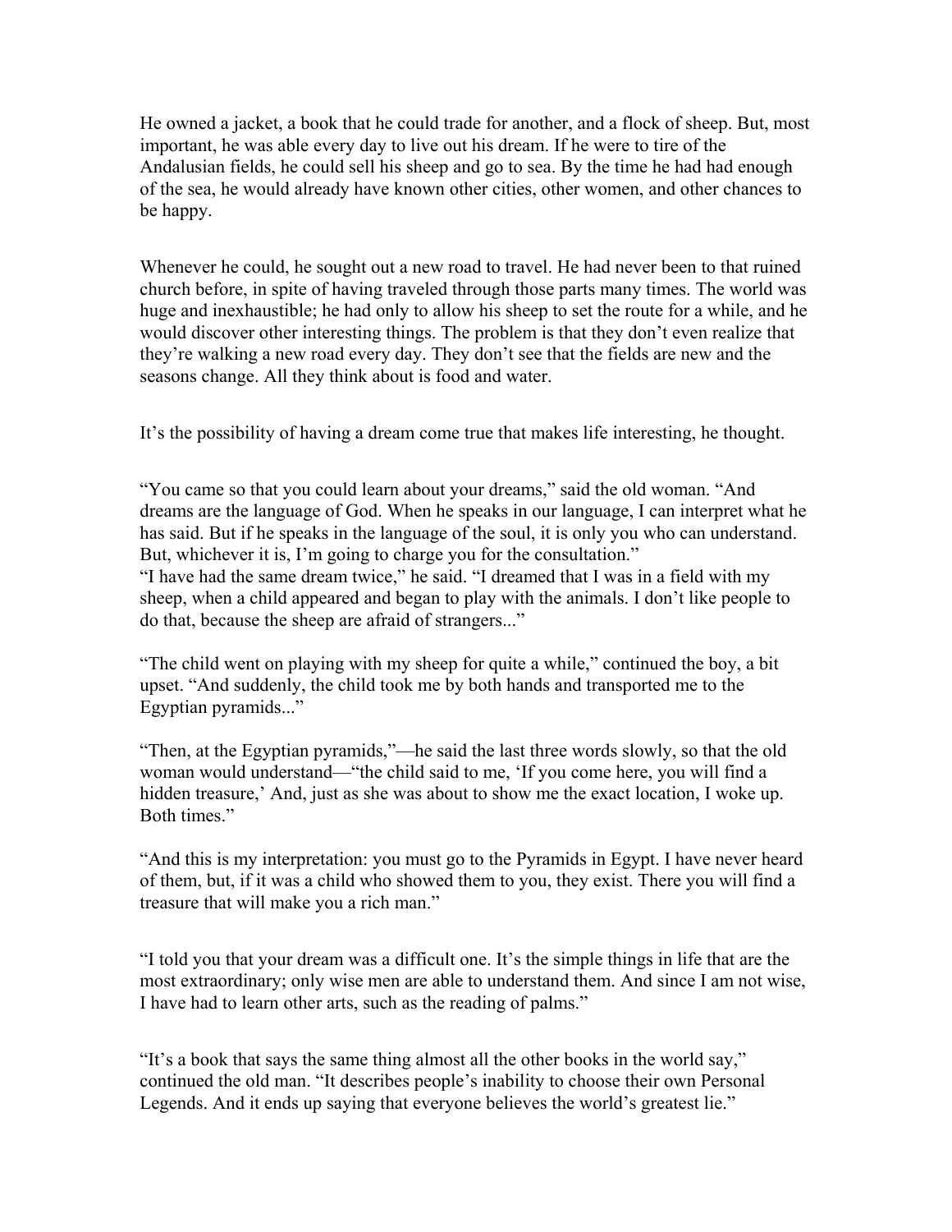He owned a jacket, a book that he could trade for another, and a flock of sheep. But, most important, he was able every day to live out his dream. If he were to tire of the Andalusian fields, he could sell his sheep and go to sea. By the time he had had enough of the sea, he would already have known other cities, other women, and other chances to be happy.

Whenever he could, he sought out a new road to travel. He had never been to that ruined church before, in spite of having traveled through those parts many times. The world was huge and inexhaustible; he had only to allow his sheep to set the route for a while, and he would discover other interesting things. The problem is that they don't even realize that they're walking a new road every day. They don't see that the fields are new and the seasons change. All they think about is food and water.

It's the possibility of having a dream come true that makes life interesting, he thought.

"You came so that you could learn about your dreams," said the old woman. "And dreams are the language of God. When he speaks in our language, I can interpret what he has said. But if he speaks in the language of the soul, it is only you who can understand. But, whichever it is, I'm going to charge you for the consultation."
"I have had the same dream twice," he said. "I dreamed that I was in a field with my sheep, when a child appeared and began to play with the animals. I don't like people to do that, because the sheep are afraid of strangers..."

"The child went on playing with my sheep for quite a while," continued the boy, a bit upset. "And suddenly, the child took me by both hands and transported me to the Egyptian pyramids..."

"Then, at the Egyptian pyramids,"—he said the last three words slowly, so that the old woman would understand—"the child said to me, 'If you come here, you will find a hidden treasure,' And, just as she was about to show me the exact location, I woke up. Both times."

"And this is my interpretation: you must go to the Pyramids in Egypt. I have never heard of them, but, if it was a child who showed them to you, they exist. There you will find a treasure that will make you a rich man."

"I told you that your dream was a difficult one. It's the simple things in life that are the most extraordinary; only wise men are able to understand them. And since I am not wise, I have had to learn other arts, such as the reading of palms."

"It's a book that says the same thing almost all the other books in the world say," continued the old man. "It describes people's inability to choose their own Personal Legends. And it ends up saying that everyone believes the world's greatest lie."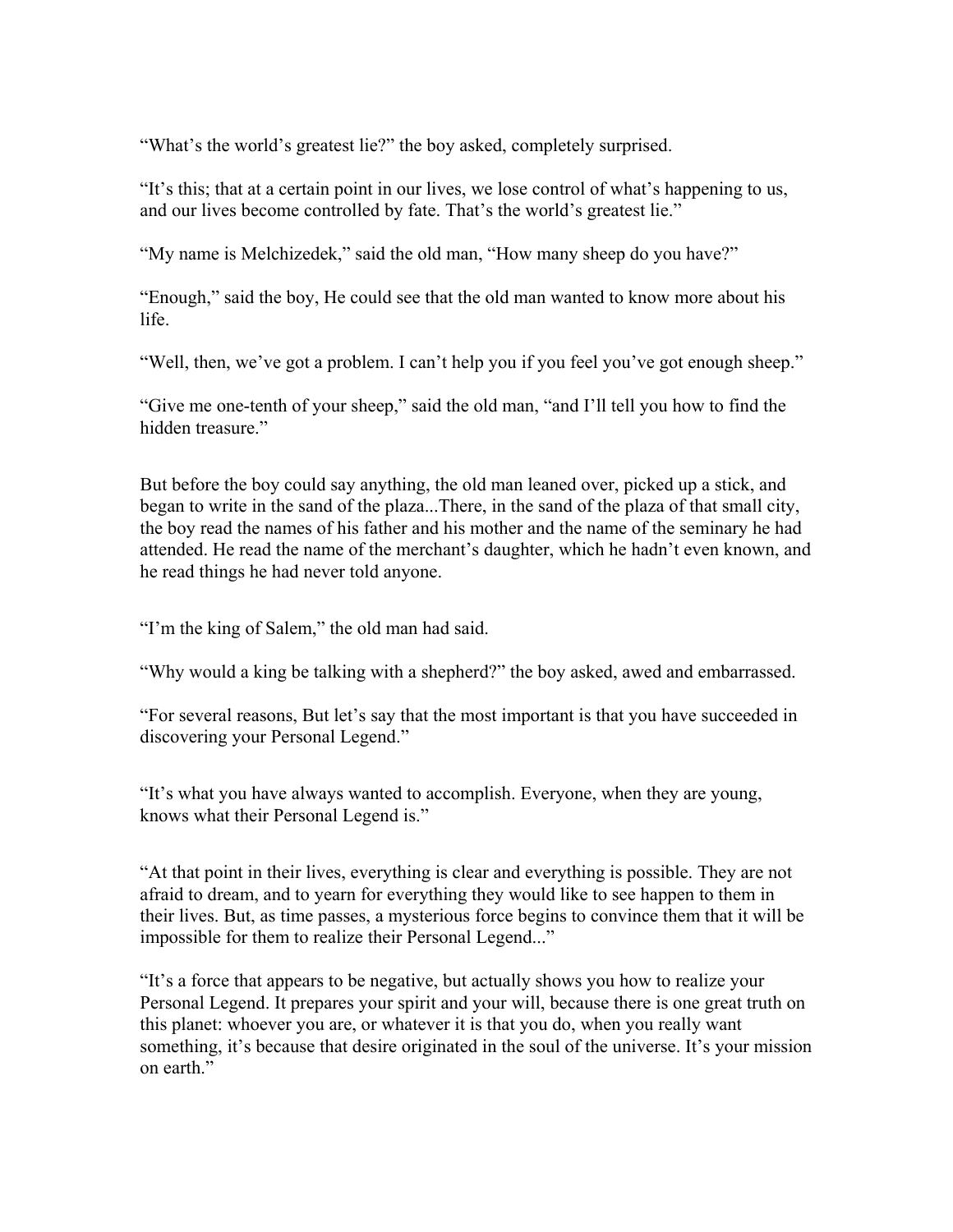"What's the world's greatest lie?" the boy asked, completely surprised.

"It's this; that at a certain point in our lives, we lose control of what's happening to us, and our lives become controlled by fate. That's the world's greatest lie."

"My name is Melchizedek," said the old man, "How many sheep do you have?"

"Enough," said the boy, He could see that the old man wanted to know more about his life.

"Well, then, we've got a problem. I can't help you if you feel you've got enough sheep."

"Give me one-tenth of your sheep," said the old man, "and I'll tell you how to find the hidden treasure."

But before the boy could say anything, the old man leaned over, picked up a stick, and began to write in the sand of the plaza...There, in the sand of the plaza of that small city, the boy read the names of his father and his mother and the name of the seminary he had attended. He read the name of the merchant's daughter, which he hadn't even known, and he read things he had never told anyone.

"I'm the king of Salem," the old man had said.

"Why would a king be talking with a shepherd?" the boy asked, awed and embarrassed.

"For several reasons, But let's say that the most important is that you have succeeded in discovering your Personal Legend."

"It's what you have always wanted to accomplish. Everyone, when they are young, knows what their Personal Legend is."

"At that point in their lives, everything is clear and everything is possible. They are not afraid to dream, and to yearn for everything they would like to see happen to them in their lives. But, as time passes, a mysterious force begins to convince them that it will be impossible for them to realize their Personal Legend..."

"It's a force that appears to be negative, but actually shows you how to realize your Personal Legend. It prepares your spirit and your will, because there is one great truth on this planet: whoever you are, or whatever it is that you do, when you really want something, it's because that desire originated in the soul of the universe. It's your mission on earth."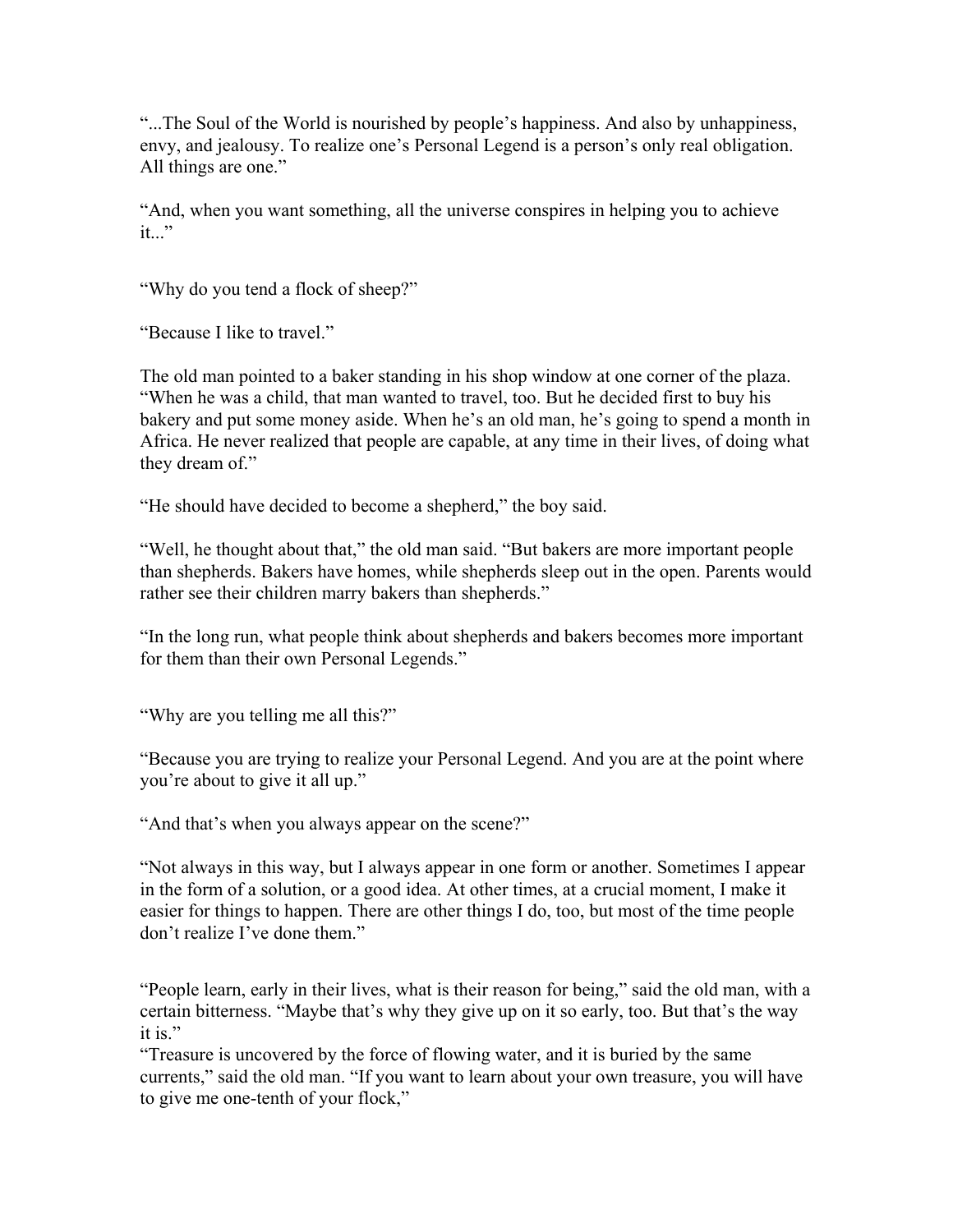"...The Soul of the World is nourished by people's happiness. And also by unhappiness, envy, and jealousy. To realize one's Personal Legend is a person's only real obligation. All things are one."

"And, when you want something, all the universe conspires in helping you to achieve it..."

"Why do you tend a flock of sheep?"

"Because I like to travel."

The old man pointed to a baker standing in his shop window at one corner of the plaza. "When he was a child, that man wanted to travel, too. But he decided first to buy his bakery and put some money aside. When he's an old man, he's going to spend a month in Africa. He never realized that people are capable, at any time in their lives, of doing what they dream of."

"He should have decided to become a shepherd," the boy said.

"Well, he thought about that," the old man said. "But bakers are more important people than shepherds. Bakers have homes, while shepherds sleep out in the open. Parents would rather see their children marry bakers than shepherds."

"In the long run, what people think about shepherds and bakers becomes more important for them than their own Personal Legends."

"Why are you telling me all this?"

"Because you are trying to realize your Personal Legend. And you are at the point where you're about to give it all up."

"And that's when you always appear on the scene?"

"Not always in this way, but I always appear in one form or another. Sometimes I appear in the form of a solution, or a good idea. At other times, at a crucial moment, I make it easier for things to happen. There are other things I do, too, but most of the time people don't realize I've done them."

"People learn, early in their lives, what is their reason for being," said the old man, with a certain bitterness. "Maybe that's why they give up on it so early, too. But that's the way it is."
"Treasure is uncovered by the force of flowing water, and it is buried by the same currents," said the old man. "If you want to learn about your own treasure, you will have to give me one-tenth of your flock,"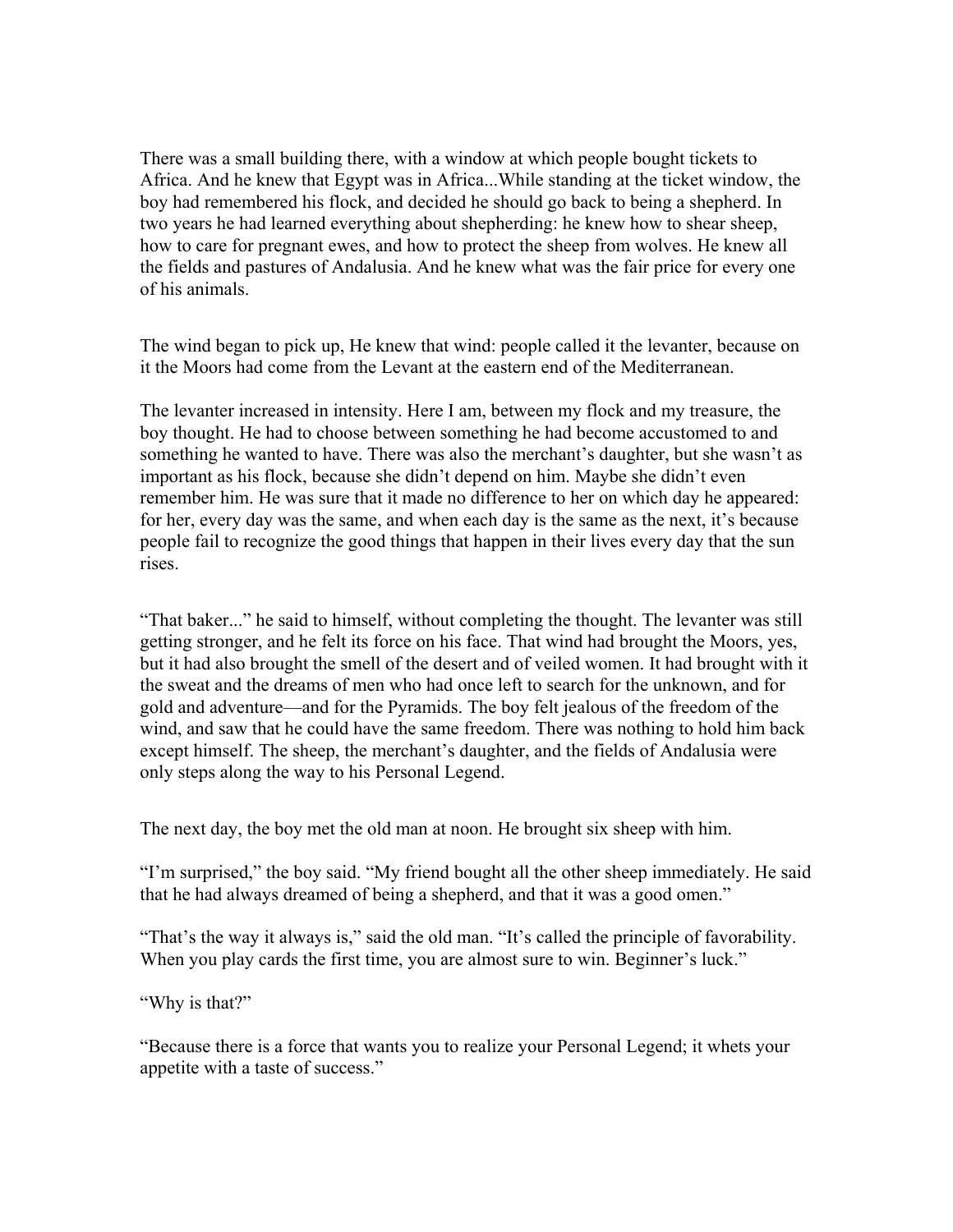There was a small building there, with a window at which people bought tickets to Africa. And he knew that Egypt was in Africa...While standing at the ticket window, the boy had remembered his flock, and decided he should go back to being a shepherd. In two years he had learned everything about shepherding: he knew how to shear sheep, how to care for pregnant ewes, and how to protect the sheep from wolves. He knew all the fields and pastures of Andalusia. And he knew what was the fair price for every one of his animals.

The wind began to pick up, He knew that wind: people called it the levanter, because on it the Moors had come from the Levant at the eastern end of the Mediterranean.

The levanter increased in intensity. Here I am, between my flock and my treasure, the boy thought. He had to choose between something he had become accustomed to and something he wanted to have. There was also the merchant's daughter, but she wasn't as important as his flock, because she didn't depend on him. Maybe she didn't even remember him. He was sure that it made no difference to her on which day he appeared: for her, every day was the same, and when each day is the same as the next, it's because people fail to recognize the good things that happen in their lives every day that the sun rises.

"That baker..." he said to himself, without completing the thought. The levanter was still getting stronger, and he felt its force on his face. That wind had brought the Moors, yes, but it had also brought the smell of the desert and of veiled women. It had brought with it the sweat and the dreams of men who had once left to search for the unknown, and for gold and adventure—and for the Pyramids. The boy felt jealous of the freedom of the wind, and saw that he could have the same freedom. There was nothing to hold him back except himself. The sheep, the merchant's daughter, and the fields of Andalusia were only steps along the way to his Personal Legend.

The next day, the boy met the old man at noon. He brought six sheep with him.

"I'm surprised," the boy said. "My friend bought all the other sheep immediately. He said that he had always dreamed of being a shepherd, and that it was a good omen."

"That's the way it always is," said the old man. "It's called the principle of favorability. When you play cards the first time, you are almost sure to win. Beginner's luck."

"Why is that?"

"Because there is a force that wants you to realize your Personal Legend; it whets your appetite with a taste of success."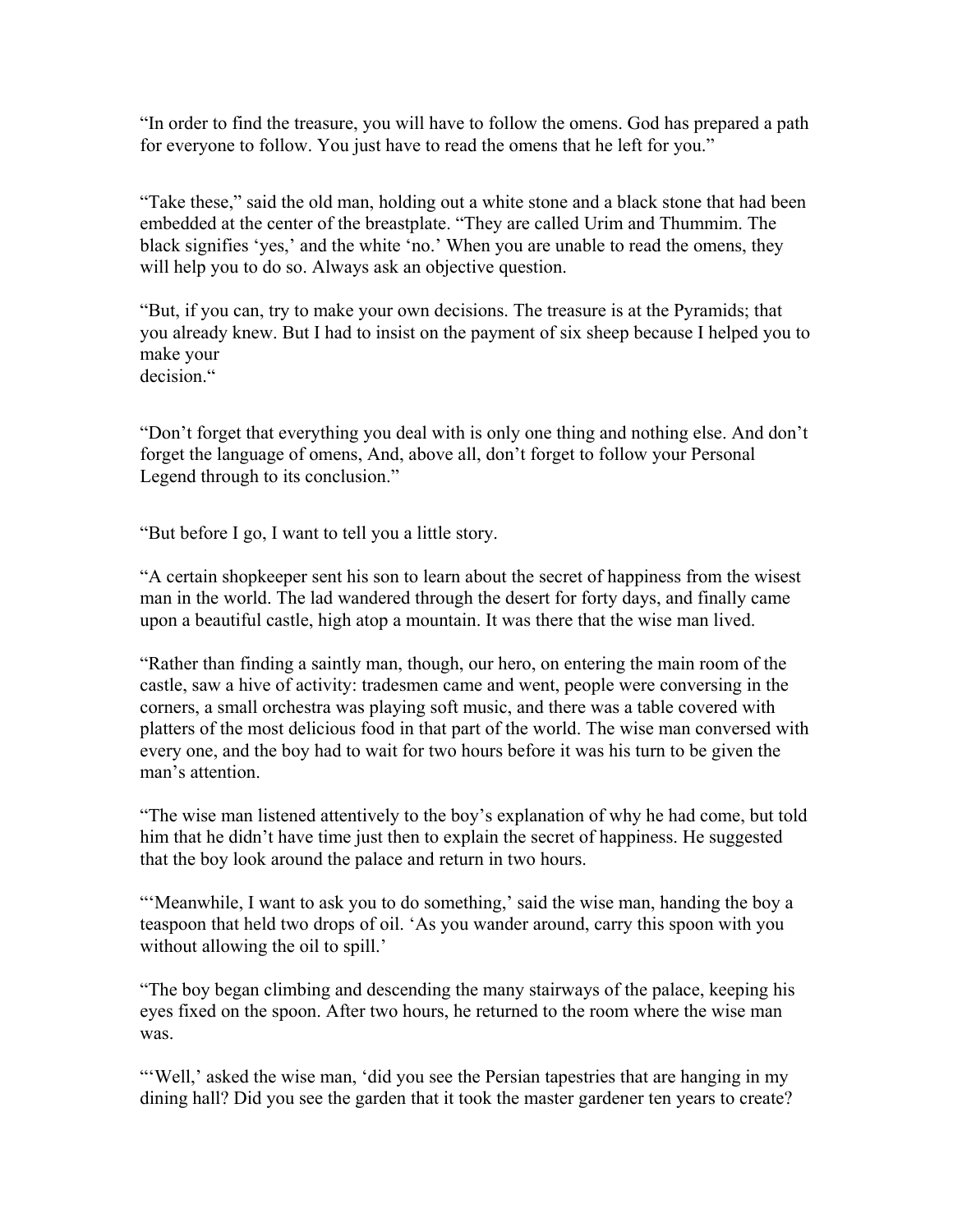“In order to find the treasure, you will have to follow the omens. God has prepared a path for everyone to follow. You just have to read the omens that he left for you.”

“Take these,” said the old man, holding out a white stone and a black stone that had been embedded at the center of the breastplate. “They are called Urim and Thummim. The black signifies ‘yes,’ and the white ‘no.’ When you are unable to read the omens, they will help you to do so. Always ask an objective question.

“But, if you can, try to make your own decisions. The treasure is at the Pyramids; that you already knew. But I had to insist on the payment of six sheep because I helped you to make your decision.“

“Don’t forget that everything you deal with is only one thing and nothing else. And don’t forget the language of omens, And, above all, don’t forget to follow your Personal Legend through to its conclusion.”

“But before I go, I want to tell you a little story.

“A certain shopkeeper sent his son to learn about the secret of happiness from the wisest man in the world. The lad wandered through the desert for forty days, and finally came upon a beautiful castle, high atop a mountain. It was there that the wise man lived.

“Rather than finding a saintly man, though, our hero, on entering the main room of the castle, saw a hive of activity: tradesmen came and went, people were conversing in the corners, a small orchestra was playing soft music, and there was a table covered with platters of the most delicious food in that part of the world. The wise man conversed with every one, and the boy had to wait for two hours before it was his turn to be given the man’s attention.

“The wise man listened attentively to the boy’s explanation of why he had come, but told him that he didn’t have time just then to explain the secret of happiness. He suggested that the boy look around the palace and return in two hours.

“‘Meanwhile, I want to ask you to do something,’ said the wise man, handing the boy a teaspoon that held two drops of oil. ‘As you wander around, carry this spoon with you without allowing the oil to spill.’

“The boy began climbing and descending the many stairways of the palace, keeping his eyes fixed on the spoon. After two hours, he returned to the room where the wise man was.

“‘Well,’ asked the wise man, ‘did you see the Persian tapestries that are hanging in my dining hall? Did you see the garden that it took the master gardener ten years to create?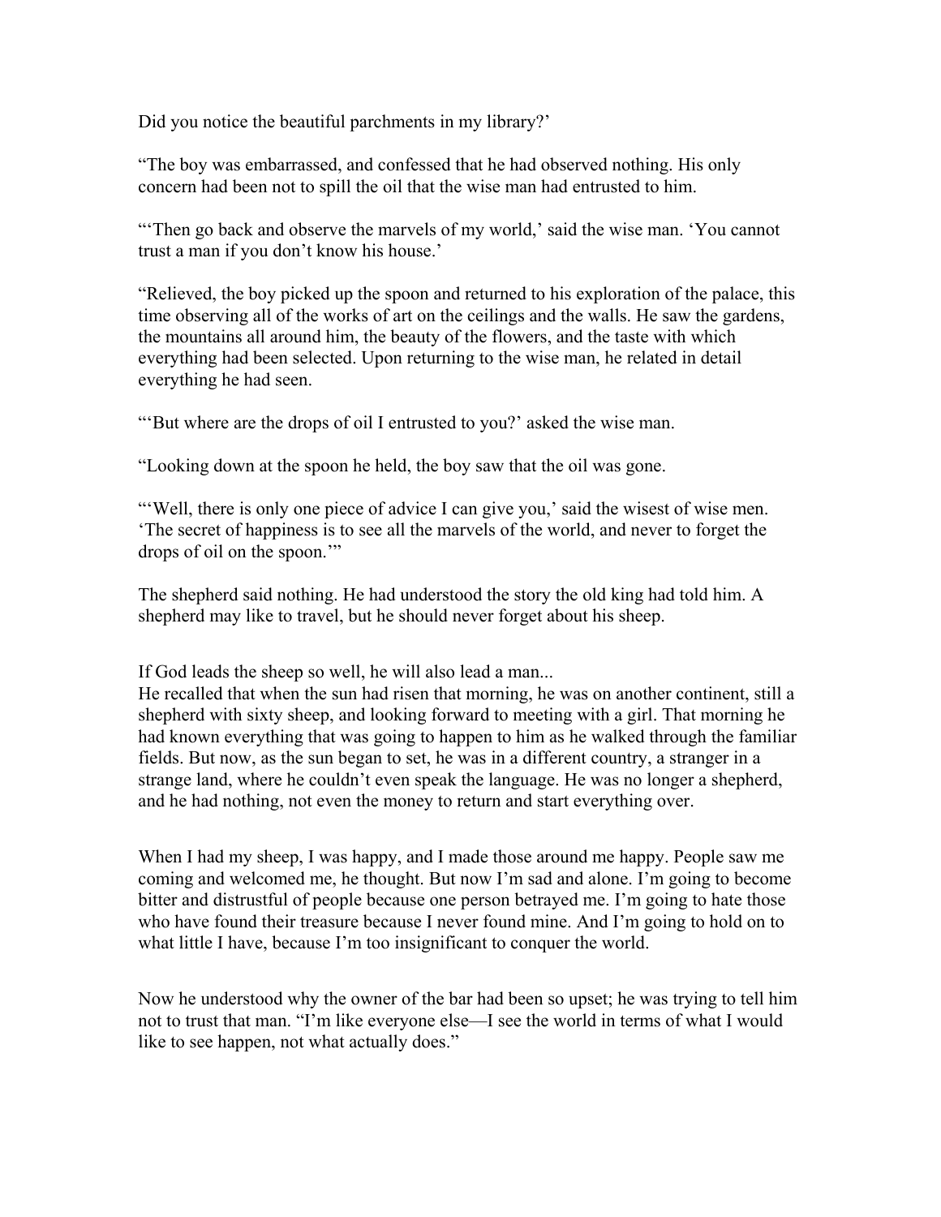Did you notice the beautiful parchments in my library?'

"The boy was embarrassed, and confessed that he had observed nothing. His only concern had been not to spill the oil that the wise man had entrusted to him.

"'Then go back and observe the marvels of my world,' said the wise man. 'You cannot trust a man if you don't know his house.'

"Relieved, the boy picked up the spoon and returned to his exploration of the palace, this time observing all of the works of art on the ceilings and the walls. He saw the gardens, the mountains all around him, the beauty of the flowers, and the taste with which everything had been selected. Upon returning to the wise man, he related in detail everything he had seen.

"'But where are the drops of oil I entrusted to you?' asked the wise man.

"Looking down at the spoon he held, the boy saw that the oil was gone.

"'Well, there is only one piece of advice I can give you,' said the wisest of wise men. 'The secret of happiness is to see all the marvels of the world, and never to forget the drops of oil on the spoon.'"

The shepherd said nothing. He had understood the story the old king had told him. A shepherd may like to travel, but he should never forget about his sheep.

If God leads the sheep so well, he will also lead a man...
He recalled that when the sun had risen that morning, he was on another continent, still a shepherd with sixty sheep, and looking forward to meeting with a girl. That morning he had known everything that was going to happen to him as he walked through the familiar fields. But now, as the sun began to set, he was in a different country, a stranger in a strange land, where he couldn't even speak the language. He was no longer a shepherd, and he had nothing, not even the money to return and start everything over.

When I had my sheep, I was happy, and I made those around me happy. People saw me coming and welcomed me, he thought. But now I'm sad and alone. I'm going to become bitter and distrustful of people because one person betrayed me. I'm going to hate those who have found their treasure because I never found mine. And I'm going to hold on to what little I have, because I'm too insignificant to conquer the world.

Now he understood why the owner of the bar had been so upset; he was trying to tell him not to trust that man. "I'm like everyone else—I see the world in terms of what I would like to see happen, not what actually does."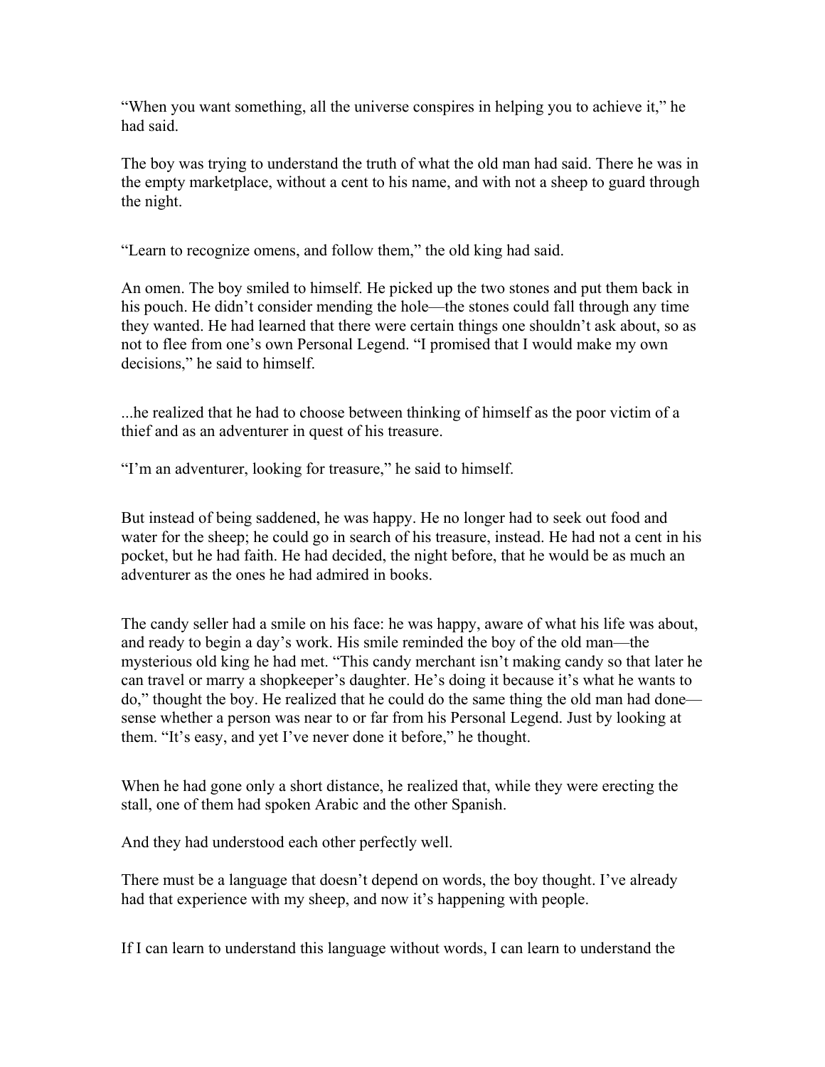"When you want something, all the universe conspires in helping you to achieve it," he had said.

The boy was trying to understand the truth of what the old man had said. There he was in the empty marketplace, without a cent to his name, and with not a sheep to guard through the night.

"Learn to recognize omens, and follow them," the old king had said.

An omen. The boy smiled to himself. He picked up the two stones and put them back in his pouch. He didn't consider mending the hole—the stones could fall through any time they wanted. He had learned that there were certain things one shouldn't ask about, so as not to flee from one's own Personal Legend. "I promised that I would make my own decisions," he said to himself.

...he realized that he had to choose between thinking of himself as the poor victim of a thief and as an adventurer in quest of his treasure.

"I'm an adventurer, looking for treasure," he said to himself.

But instead of being saddened, he was happy. He no longer had to seek out food and water for the sheep; he could go in search of his treasure, instead. He had not a cent in his pocket, but he had faith. He had decided, the night before, that he would be as much an adventurer as the ones he had admired in books.

The candy seller had a smile on his face: he was happy, aware of what his life was about, and ready to begin a day's work. His smile reminded the boy of the old man—the mysterious old king he had met. "This candy merchant isn't making candy so that later he can travel or marry a shopkeeper's daughter. He's doing it because it's what he wants to do," thought the boy. He realized that he could do the same thing the old man had done—sense whether a person was near to or far from his Personal Legend. Just by looking at them. "It's easy, and yet I've never done it before," he thought.

When he had gone only a short distance, he realized that, while they were erecting the stall, one of them had spoken Arabic and the other Spanish.

And they had understood each other perfectly well.

There must be a language that doesn't depend on words, the boy thought. I've already had that experience with my sheep, and now it's happening with people.

If I can learn to understand this language without words, I can learn to understand the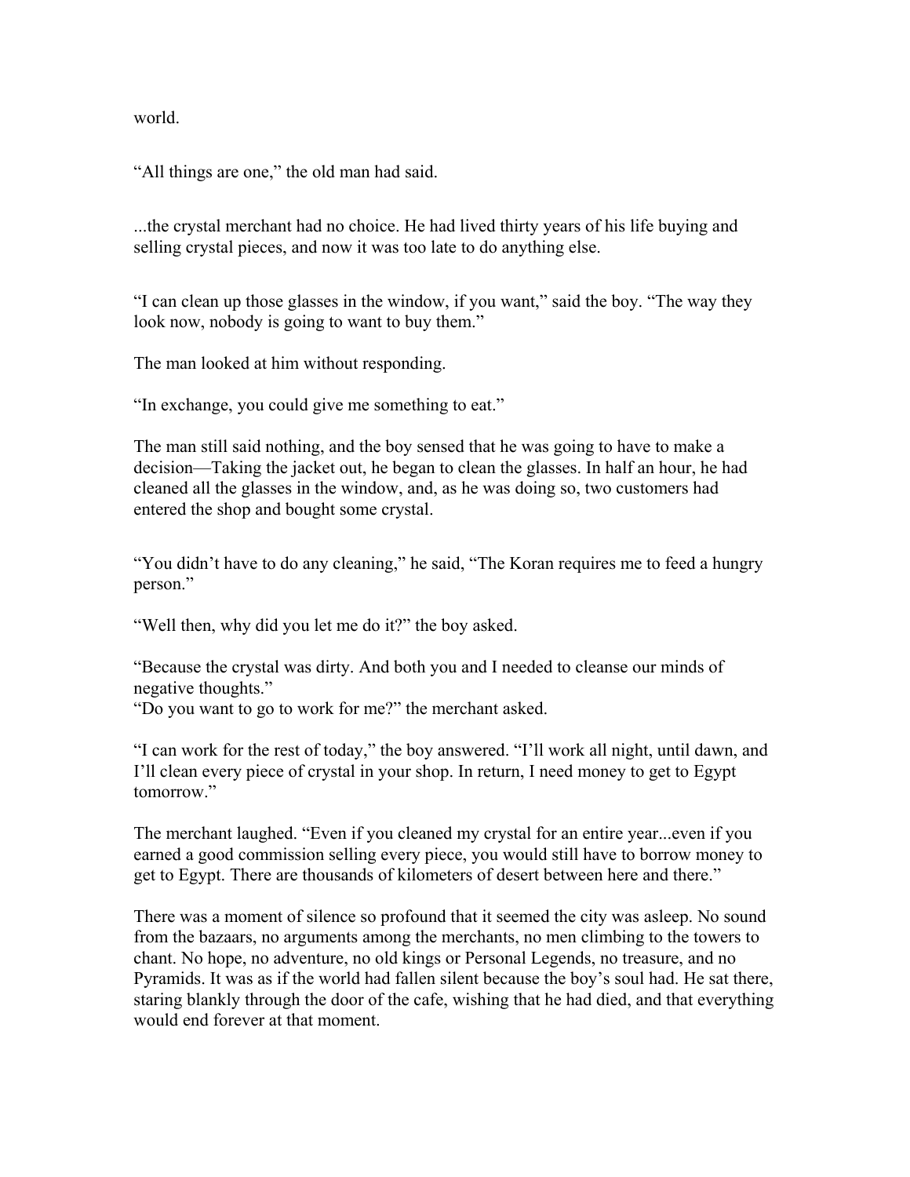world.

“All things are one,” the old man had said.

...the crystal merchant had no choice. He had lived thirty years of his life buying and selling crystal pieces, and now it was too late to do anything else.

“I can clean up those glasses in the window, if you want,” said the boy. “The way they look now, nobody is going to want to buy them.”

The man looked at him without responding.

“In exchange, you could give me something to eat.”

The man still said nothing, and the boy sensed that he was going to have to make a decision—Taking the jacket out, he began to clean the glasses. In half an hour, he had cleaned all the glasses in the window, and, as he was doing so, two customers had entered the shop and bought some crystal.

“You didn’t have to do any cleaning,” he said, “The Koran requires me to feed a hungry person.”

“Well then, why did you let me do it?” the boy asked.

“Because the crystal was dirty. And both you and I needed to cleanse our minds of negative thoughts.”
“Do you want to go to work for me?” the merchant asked.

“I can work for the rest of today,” the boy answered. “I’ll work all night, until dawn, and I’ll clean every piece of crystal in your shop. In return, I need money to get to Egypt tomorrow.”

The merchant laughed. “Even if you cleaned my crystal for an entire year...even if you earned a good commission selling every piece, you would still have to borrow money to get to Egypt. There are thousands of kilometers of desert between here and there.”

There was a moment of silence so profound that it seemed the city was asleep. No sound from the bazaars, no arguments among the merchants, no men climbing to the towers to chant. No hope, no adventure, no old kings or Personal Legends, no treasure, and no Pyramids. It was as if the world had fallen silent because the boy’s soul had. He sat there, staring blankly through the door of the cafe, wishing that he had died, and that everything would end forever at that moment.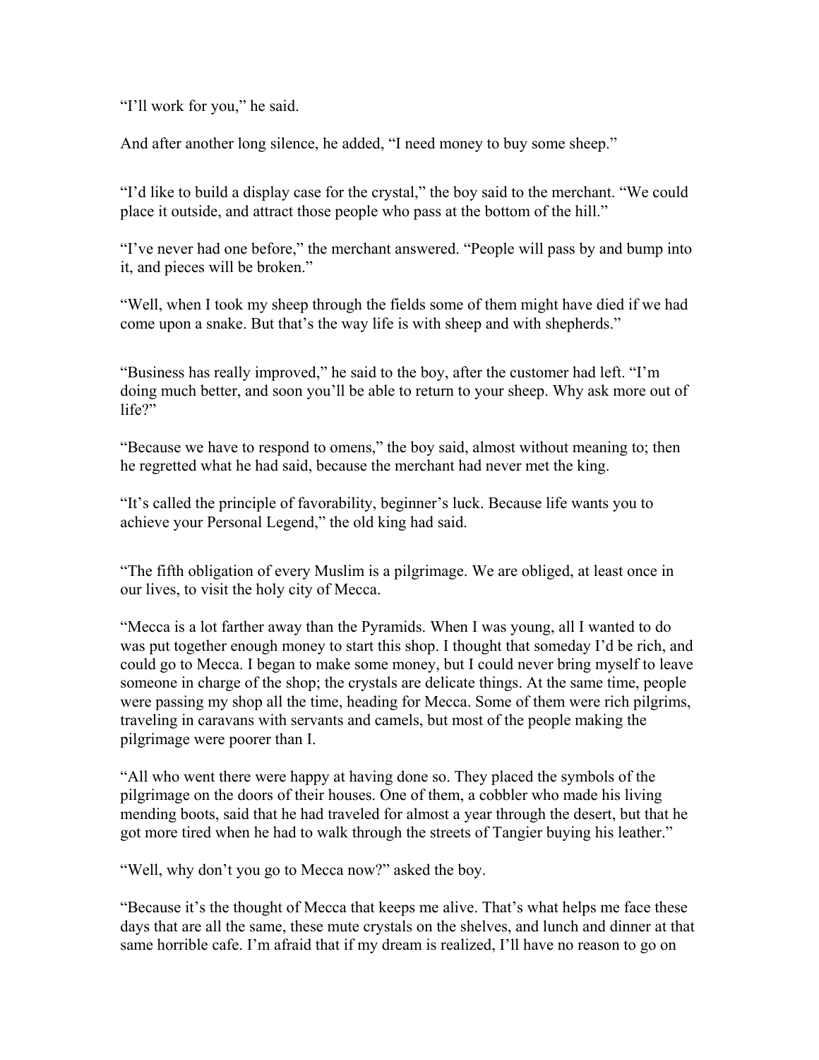"I'll work for you," he said.

And after another long silence, he added, "I need money to buy some sheep."

"I'd like to build a display case for the crystal," the boy said to the merchant. "We could place it outside, and attract those people who pass at the bottom of the hill."

"I've never had one before," the merchant answered. "People will pass by and bump into it, and pieces will be broken."

"Well, when I took my sheep through the fields some of them might have died if we had come upon a snake. But that's the way life is with sheep and with shepherds."

"Business has really improved," he said to the boy, after the customer had left. "I'm doing much better, and soon you'll be able to return to your sheep. Why ask more out of life?"

"Because we have to respond to omens," the boy said, almost without meaning to; then he regretted what he had said, because the merchant had never met the king.

"It's called the principle of favorability, beginner's luck. Because life wants you to achieve your Personal Legend," the old king had said.

"The fifth obligation of every Muslim is a pilgrimage. We are obliged, at least once in our lives, to visit the holy city of Mecca.

"Mecca is a lot farther away than the Pyramids. When I was young, all I wanted to do was put together enough money to start this shop. I thought that someday I'd be rich, and could go to Mecca. I began to make some money, but I could never bring myself to leave someone in charge of the shop; the crystals are delicate things. At the same time, people were passing my shop all the time, heading for Mecca. Some of them were rich pilgrims, traveling in caravans with servants and camels, but most of the people making the pilgrimage were poorer than I.

"All who went there were happy at having done so. They placed the symbols of the pilgrimage on the doors of their houses. One of them, a cobbler who made his living mending boots, said that he had traveled for almost a year through the desert, but that he got more tired when he had to walk through the streets of Tangier buying his leather."

"Well, why don't you go to Mecca now?" asked the boy.

"Because it's the thought of Mecca that keeps me alive. That's what helps me face these days that are all the same, these mute crystals on the shelves, and lunch and dinner at that same horrible cafe. I'm afraid that if my dream is realized, I'll have no reason to go on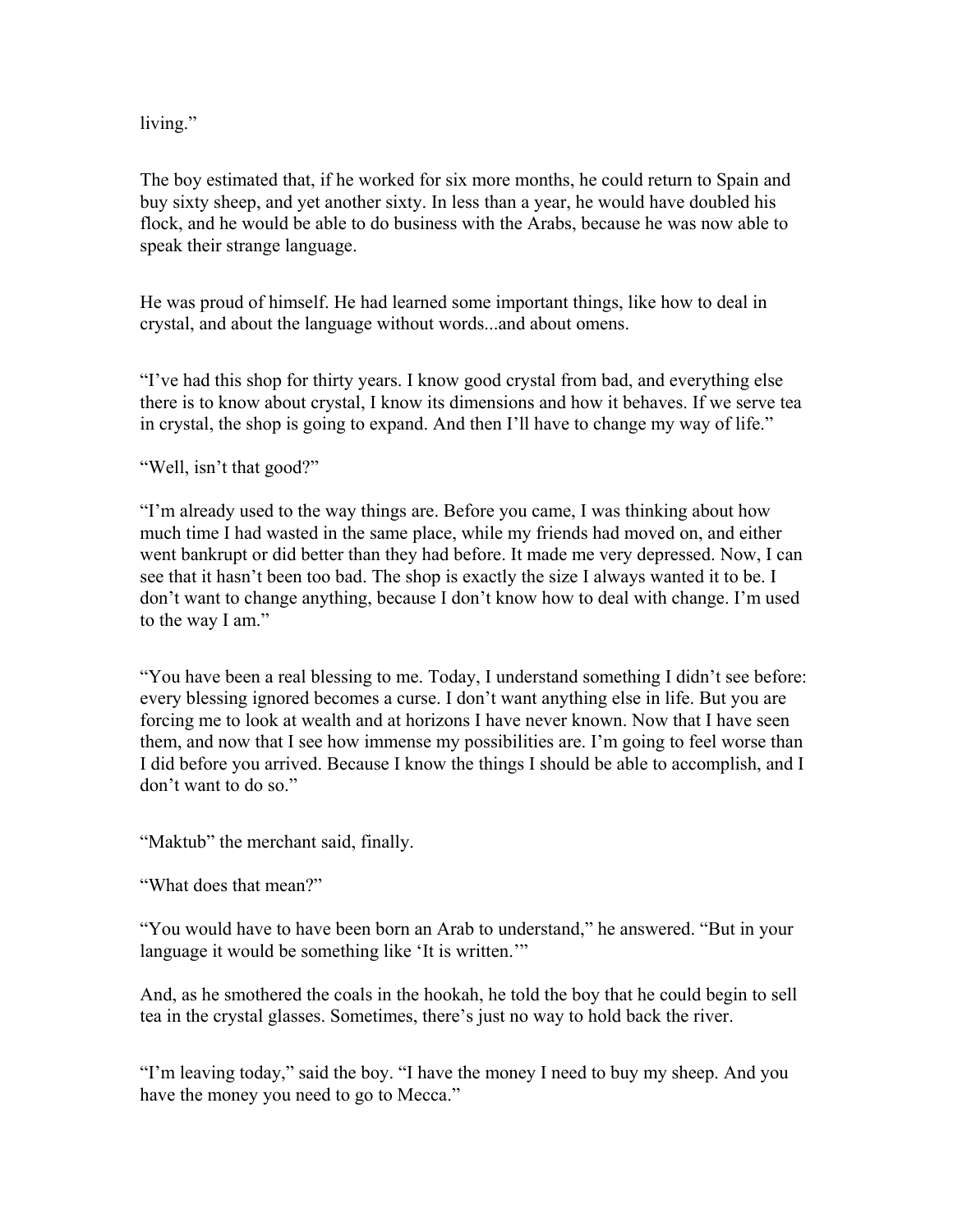living."

The boy estimated that, if he worked for six more months, he could return to Spain and buy sixty sheep, and yet another sixty. In less than a year, he would have doubled his flock, and he would be able to do business with the Arabs, because he was now able to speak their strange language.

He was proud of himself. He had learned some important things, like how to deal in crystal, and about the language without words...and about omens.

"I've had this shop for thirty years. I know good crystal from bad, and everything else there is to know about crystal, I know its dimensions and how it behaves. If we serve tea in crystal, the shop is going to expand. And then I'll have to change my way of life."

"Well, isn't that good?"

"I'm already used to the way things are. Before you came, I was thinking about how much time I had wasted in the same place, while my friends had moved on, and either went bankrupt or did better than they had before. It made me very depressed. Now, I can see that it hasn't been too bad. The shop is exactly the size I always wanted it to be. I don't want to change anything, because I don't know how to deal with change. I'm used to the way I am."

"You have been a real blessing to me. Today, I understand something I didn't see before: every blessing ignored becomes a curse. I don't want anything else in life. But you are forcing me to look at wealth and at horizons I have never known. Now that I have seen them, and now that I see how immense my possibilities are. I'm going to feel worse than I did before you arrived. Because I know the things I should be able to accomplish, and I don't want to do so."

"Maktub" the merchant said, finally.

"What does that mean?"

"You would have to have been born an Arab to understand," he answered. "But in your language it would be something like 'It is written.'"

And, as he smothered the coals in the hookah, he told the boy that he could begin to sell tea in the crystal glasses. Sometimes, there's just no way to hold back the river.

"I'm leaving today," said the boy. "I have the money I need to buy my sheep. And you have the money you need to go to Mecca."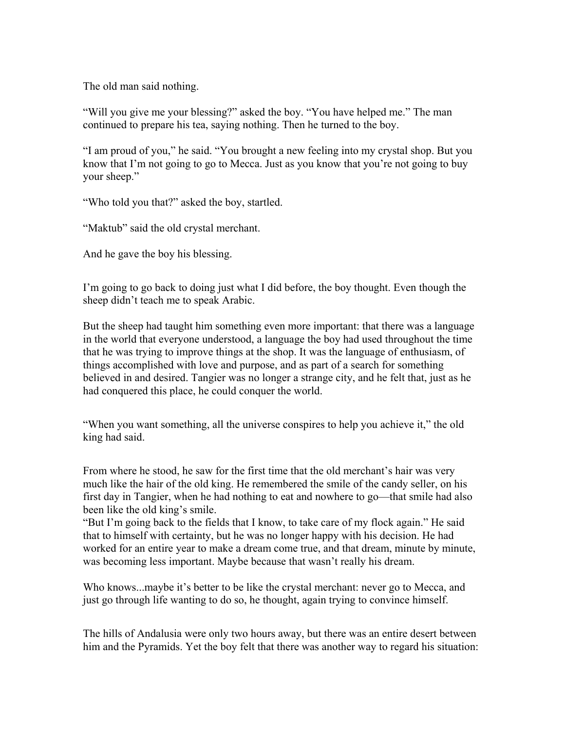The old man said nothing.

“Will you give me your blessing?” asked the boy. “You have helped me.” The man continued to prepare his tea, saying nothing. Then he turned to the boy.

“I am proud of you,” he said. “You brought a new feeling into my crystal shop. But you know that I’m not going to go to Mecca. Just as you know that you’re not going to buy your sheep.”

“Who told you that?” asked the boy, startled.

“Maktub” said the old crystal merchant.

And he gave the boy his blessing.

I’m going to go back to doing just what I did before, the boy thought. Even though the sheep didn’t teach me to speak Arabic.

But the sheep had taught him something even more important: that there was a language in the world that everyone understood, a language the boy had used throughout the time that he was trying to improve things at the shop. It was the language of enthusiasm, of things accomplished with love and purpose, and as part of a search for something believed in and desired. Tangier was no longer a strange city, and he felt that, just as he had conquered this place, he could conquer the world.

“When you want something, all the universe conspires to help you achieve it,” the old king had said.

From where he stood, he saw for the first time that the old merchant’s hair was very much like the hair of the old king. He remembered the smile of the candy seller, on his first day in Tangier, when he had nothing to eat and nowhere to go—that smile had also been like the old king’s smile.

“But I’m going back to the fields that I know, to take care of my flock again.” He said that to himself with certainty, but he was no longer happy with his decision. He had worked for an entire year to make a dream come true, and that dream, minute by minute, was becoming less important. Maybe because that wasn’t really his dream.

Who knows...maybe it’s better to be like the crystal merchant: never go to Mecca, and just go through life wanting to do so, he thought, again trying to convince himself.

The hills of Andalusia were only two hours away, but there was an entire desert between him and the Pyramids. Yet the boy felt that there was another way to regard his situation: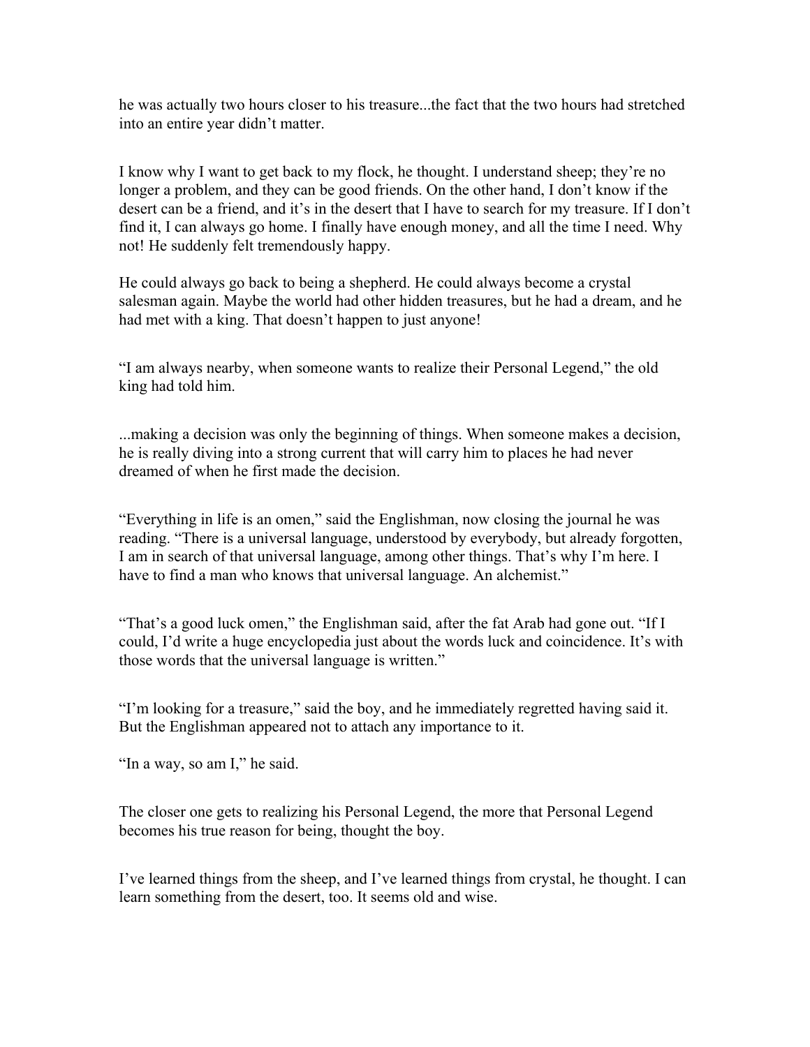he was actually two hours closer to his treasure...the fact that the two hours had stretched into an entire year didn't matter.

I know why I want to get back to my flock, he thought. I understand sheep; they're no longer a problem, and they can be good friends. On the other hand, I don't know if the desert can be a friend, and it's in the desert that I have to search for my treasure. If I don't find it, I can always go home. I finally have enough money, and all the time I need. Why not! He suddenly felt tremendously happy.

He could always go back to being a shepherd. He could always become a crystal salesman again. Maybe the world had other hidden treasures, but he had a dream, and he had met with a king. That doesn't happen to just anyone!

"I am always nearby, when someone wants to realize their Personal Legend," the old king had told him.

...making a decision was only the beginning of things. When someone makes a decision, he is really diving into a strong current that will carry him to places he had never dreamed of when he first made the decision.

"Everything in life is an omen," said the Englishman, now closing the journal he was reading. "There is a universal language, understood by everybody, but already forgotten, I am in search of that universal language, among other things. That's why I'm here. I have to find a man who knows that universal language. An alchemist."

"That's a good luck omen," the Englishman said, after the fat Arab had gone out. "If I could, I'd write a huge encyclopedia just about the words luck and coincidence. It's with those words that the universal language is written."

"I'm looking for a treasure," said the boy, and he immediately regretted having said it. But the Englishman appeared not to attach any importance to it.

"In a way, so am I," he said.

The closer one gets to realizing his Personal Legend, the more that Personal Legend becomes his true reason for being, thought the boy.

I've learned things from the sheep, and I've learned things from crystal, he thought. I can learn something from the desert, too. It seems old and wise.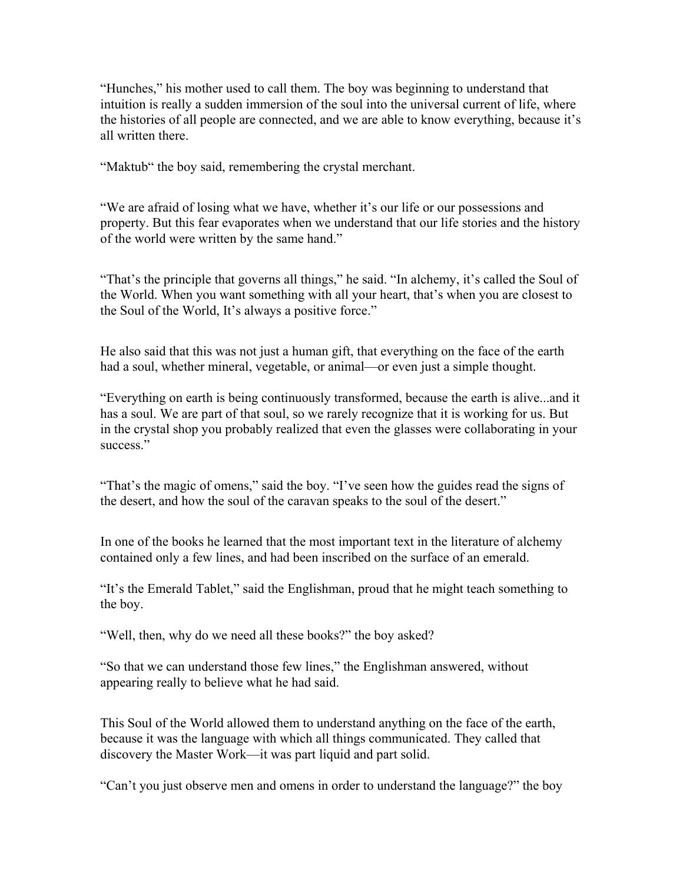"Hunches," his mother used to call them. The boy was beginning to understand that intuition is really a sudden immersion of the soul into the universal current of life, where the histories of all people are connected, and we are able to know everything, because it's all written there.

"Maktub" the boy said, remembering the crystal merchant.

"We are afraid of losing what we have, whether it's our life or our possessions and property. But this fear evaporates when we understand that our life stories and the history of the world were written by the same hand."

"That's the principle that governs all things," he said. "In alchemy, it's called the Soul of the World. When you want something with all your heart, that's when you are closest to the Soul of the World, It's always a positive force."

He also said that this was not just a human gift, that everything on the face of the earth had a soul, whether mineral, vegetable, or animal—or even just a simple thought.

"Everything on earth is being continuously transformed, because the earth is alive...and it has a soul. We are part of that soul, so we rarely recognize that it is working for us. But in the crystal shop you probably realized that even the glasses were collaborating in your success."

"That's the magic of omens," said the boy. "I've seen how the guides read the signs of the desert, and how the soul of the caravan speaks to the soul of the desert."

In one of the books he learned that the most important text in the literature of alchemy contained only a few lines, and had been inscribed on the surface of an emerald.

"It's the Emerald Tablet," said the Englishman, proud that he might teach something to the boy.

"Well, then, why do we need all these books?" the boy asked?

"So that we can understand those few lines," the Englishman answered, without appearing really to believe what he had said.

This Soul of the World allowed them to understand anything on the face of the earth, because it was the language with which all things communicated. They called that discovery the Master Work—it was part liquid and part solid.

"Can't you just observe men and omens in order to understand the language?" the boy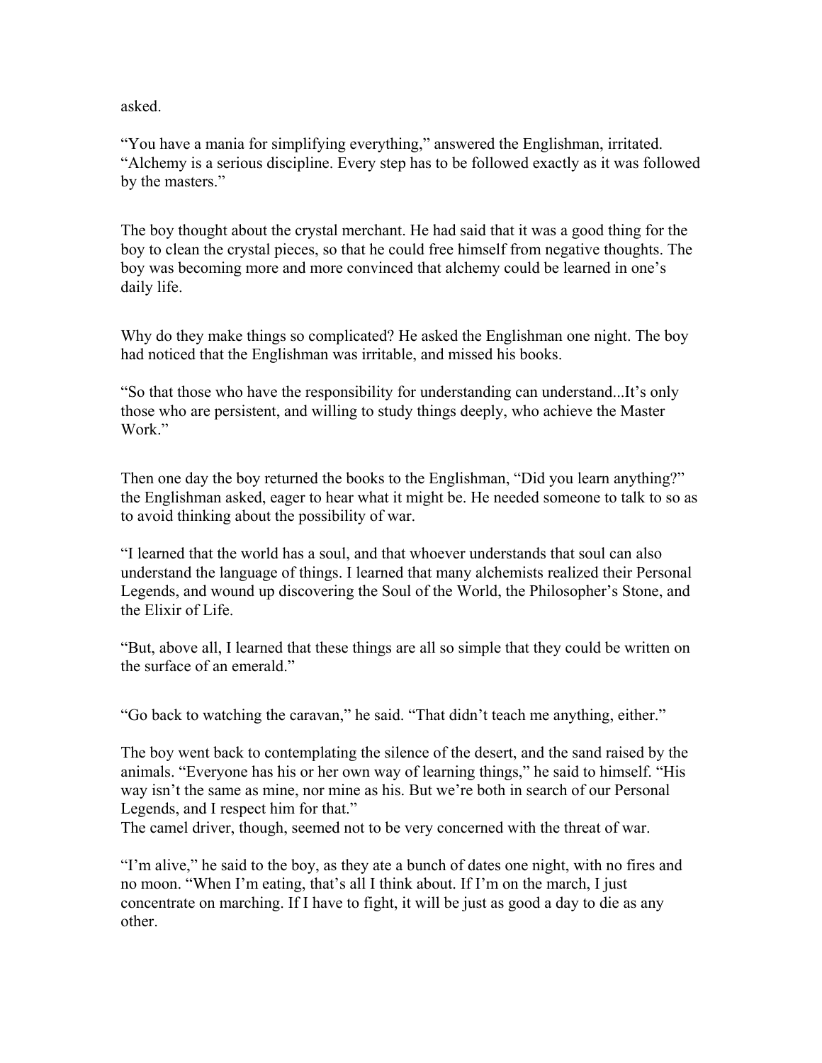asked.

“You have a mania for simplifying everything,” answered the Englishman, irritated. “Alchemy is a serious discipline. Every step has to be followed exactly as it was followed by the masters.”

The boy thought about the crystal merchant. He had said that it was a good thing for the boy to clean the crystal pieces, so that he could free himself from negative thoughts. The boy was becoming more and more convinced that alchemy could be learned in one’s daily life.

Why do they make things so complicated? He asked the Englishman one night. The boy had noticed that the Englishman was irritable, and missed his books.

“So that those who have the responsibility for understanding can understand...It’s only those who are persistent, and willing to study things deeply, who achieve the Master Work.”

Then one day the boy returned the books to the Englishman, “Did you learn anything?” the Englishman asked, eager to hear what it might be. He needed someone to talk to so as to avoid thinking about the possibility of war.

“I learned that the world has a soul, and that whoever understands that soul can also understand the language of things. I learned that many alchemists realized their Personal Legends, and wound up discovering the Soul of the World, the Philosopher’s Stone, and the Elixir of Life.

“But, above all, I learned that these things are all so simple that they could be written on the surface of an emerald.”

“Go back to watching the caravan,” he said. “That didn’t teach me anything, either.”

The boy went back to contemplating the silence of the desert, and the sand raised by the animals. “Everyone has his or her own way of learning things,” he said to himself. “His way isn’t the same as mine, nor mine as his. But we’re both in search of our Personal Legends, and I respect him for that.”
The camel driver, though, seemed not to be very concerned with the threat of war.

“I’m alive,” he said to the boy, as they ate a bunch of dates one night, with no fires and no moon. “When I’m eating, that’s all I think about. If I’m on the march, I just concentrate on marching. If I have to fight, it will be just as good a day to die as any other.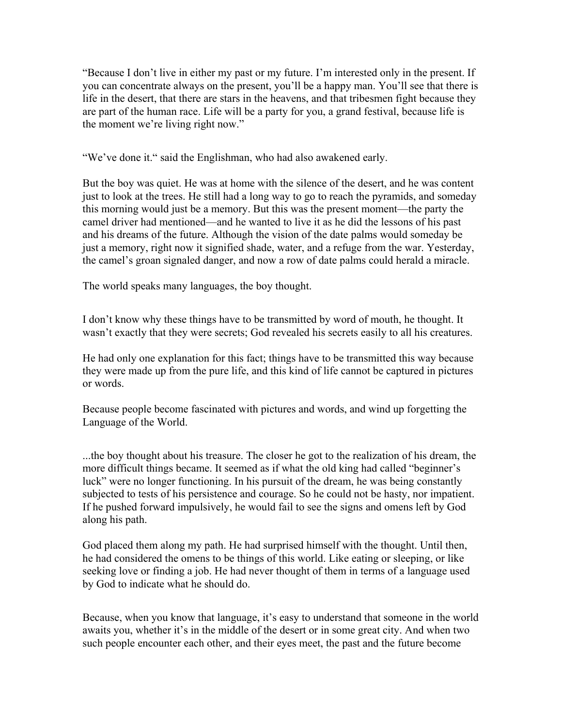"Because I don't live in either my past or my future. I'm interested only in the present. If you can concentrate always on the present, you'll be a happy man. You'll see that there is life in the desert, that there are stars in the heavens, and that tribesmen fight because they are part of the human race. Life will be a party for you, a grand festival, because life is the moment we're living right now."

"We've done it." said the Englishman, who had also awakened early.

But the boy was quiet. He was at home with the silence of the desert, and he was content just to look at the trees. He still had a long way to go to reach the pyramids, and someday this morning would just be a memory. But this was the present moment—the party the camel driver had mentioned—and he wanted to live it as he did the lessons of his past and his dreams of the future. Although the vision of the date palms would someday be just a memory, right now it signified shade, water, and a refuge from the war. Yesterday, the camel's groan signaled danger, and now a row of date palms could herald a miracle.

The world speaks many languages, the boy thought.

I don't know why these things have to be transmitted by word of mouth, he thought. It wasn't exactly that they were secrets; God revealed his secrets easily to all his creatures.

He had only one explanation for this fact; things have to be transmitted this way because they were made up from the pure life, and this kind of life cannot be captured in pictures or words.

Because people become fascinated with pictures and words, and wind up forgetting the Language of the World.

...the boy thought about his treasure. The closer he got to the realization of his dream, the more difficult things became. It seemed as if what the old king had called "beginner's luck" were no longer functioning. In his pursuit of the dream, he was being constantly subjected to tests of his persistence and courage. So he could not be hasty, nor impatient. If he pushed forward impulsively, he would fail to see the signs and omens left by God along his path.

God placed them along my path. He had surprised himself with the thought. Until then, he had considered the omens to be things of this world. Like eating or sleeping, or like seeking love or finding a job. He had never thought of them in terms of a language used by God to indicate what he should do.

Because, when you know that language, it's easy to understand that someone in the world awaits you, whether it's in the middle of the desert or in some great city. And when two such people encounter each other, and their eyes meet, the past and the future become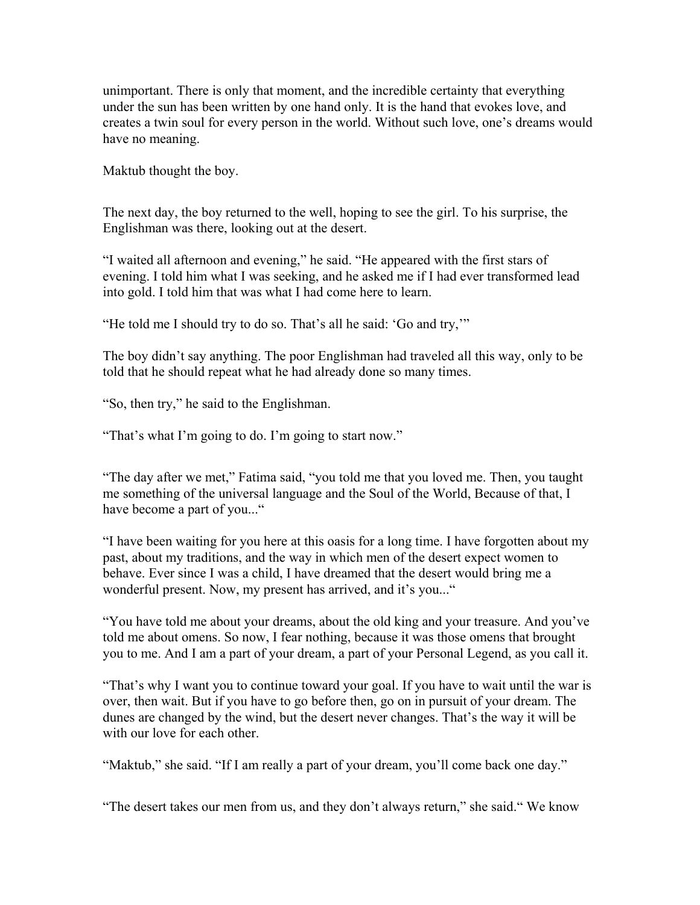unimportant. There is only that moment, and the incredible certainty that everything under the sun has been written by one hand only. It is the hand that evokes love, and creates a twin soul for every person in the world. Without such love, one's dreams would have no meaning.

Maktub thought the boy.

The next day, the boy returned to the well, hoping to see the girl. To his surprise, the Englishman was there, looking out at the desert.

"I waited all afternoon and evening," he said. "He appeared with the first stars of evening. I told him what I was seeking, and he asked me if I had ever transformed lead into gold. I told him that was what I had come here to learn.

"He told me I should try to do so. That's all he said: 'Go and try,'"

The boy didn't say anything. The poor Englishman had traveled all this way, only to be told that he should repeat what he had already done so many times.

"So, then try," he said to the Englishman.

"That's what I'm going to do. I'm going to start now."

"The day after we met," Fatima said, "you told me that you loved me. Then, you taught me something of the universal language and the Soul of the World, Because of that, I have become a part of you..."

"I have been waiting for you here at this oasis for a long time. I have forgotten about my past, about my traditions, and the way in which men of the desert expect women to behave. Ever since I was a child, I have dreamed that the desert would bring me a wonderful present. Now, my present has arrived, and it's you..."

"You have told me about your dreams, about the old king and your treasure. And you've told me about omens. So now, I fear nothing, because it was those omens that brought you to me. And I am a part of your dream, a part of your Personal Legend, as you call it.

"That's why I want you to continue toward your goal. If you have to wait until the war is over, then wait. But if you have to go before then, go on in pursuit of your dream. The dunes are changed by the wind, but the desert never changes. That's the way it will be with our love for each other.

"Maktub," she said. "If I am really a part of your dream, you'll come back one day."

"The desert takes our men from us, and they don't always return," she said." We know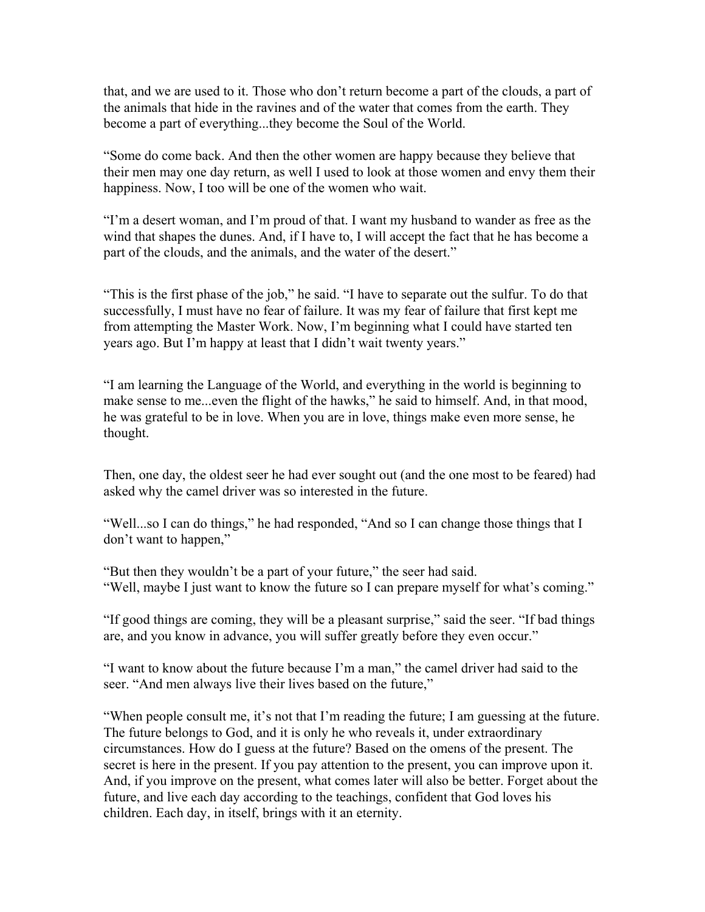that, and we are used to it. Those who don't return become a part of the clouds, a part of the animals that hide in the ravines and of the water that comes from the earth. They become a part of everything...they become the Soul of the World.

"Some do come back. And then the other women are happy because they believe that their men may one day return, as well I used to look at those women and envy them their happiness. Now, I too will be one of the women who wait.

"I'm a desert woman, and I'm proud of that. I want my husband to wander as free as the wind that shapes the dunes. And, if I have to, I will accept the fact that he has become a part of the clouds, and the animals, and the water of the desert."

"This is the first phase of the job," he said. "I have to separate out the sulfur. To do that successfully, I must have no fear of failure. It was my fear of failure that first kept me from attempting the Master Work. Now, I'm beginning what I could have started ten years ago. But I'm happy at least that I didn't wait twenty years."

"I am learning the Language of the World, and everything in the world is beginning to make sense to me...even the flight of the hawks," he said to himself. And, in that mood, he was grateful to be in love. When you are in love, things make even more sense, he thought.

Then, one day, the oldest seer he had ever sought out (and the one most to be feared) had asked why the camel driver was so interested in the future.

"Well...so I can do things," he had responded, "And so I can change those things that I don't want to happen,"

"But then they wouldn't be a part of your future," the seer had said.
"Well, maybe I just want to know the future so I can prepare myself for what's coming."

"If good things are coming, they will be a pleasant surprise," said the seer. "If bad things are, and you know in advance, you will suffer greatly before they even occur."

"I want to know about the future because I'm a man," the camel driver had said to the seer. "And men always live their lives based on the future,"

"When people consult me, it's not that I'm reading the future; I am guessing at the future. The future belongs to God, and it is only he who reveals it, under extraordinary circumstances. How do I guess at the future? Based on the omens of the present. The secret is here in the present. If you pay attention to the present, you can improve upon it. And, if you improve on the present, what comes later will also be better. Forget about the future, and live each day according to the teachings, confident that God loves his children. Each day, in itself, brings with it an eternity.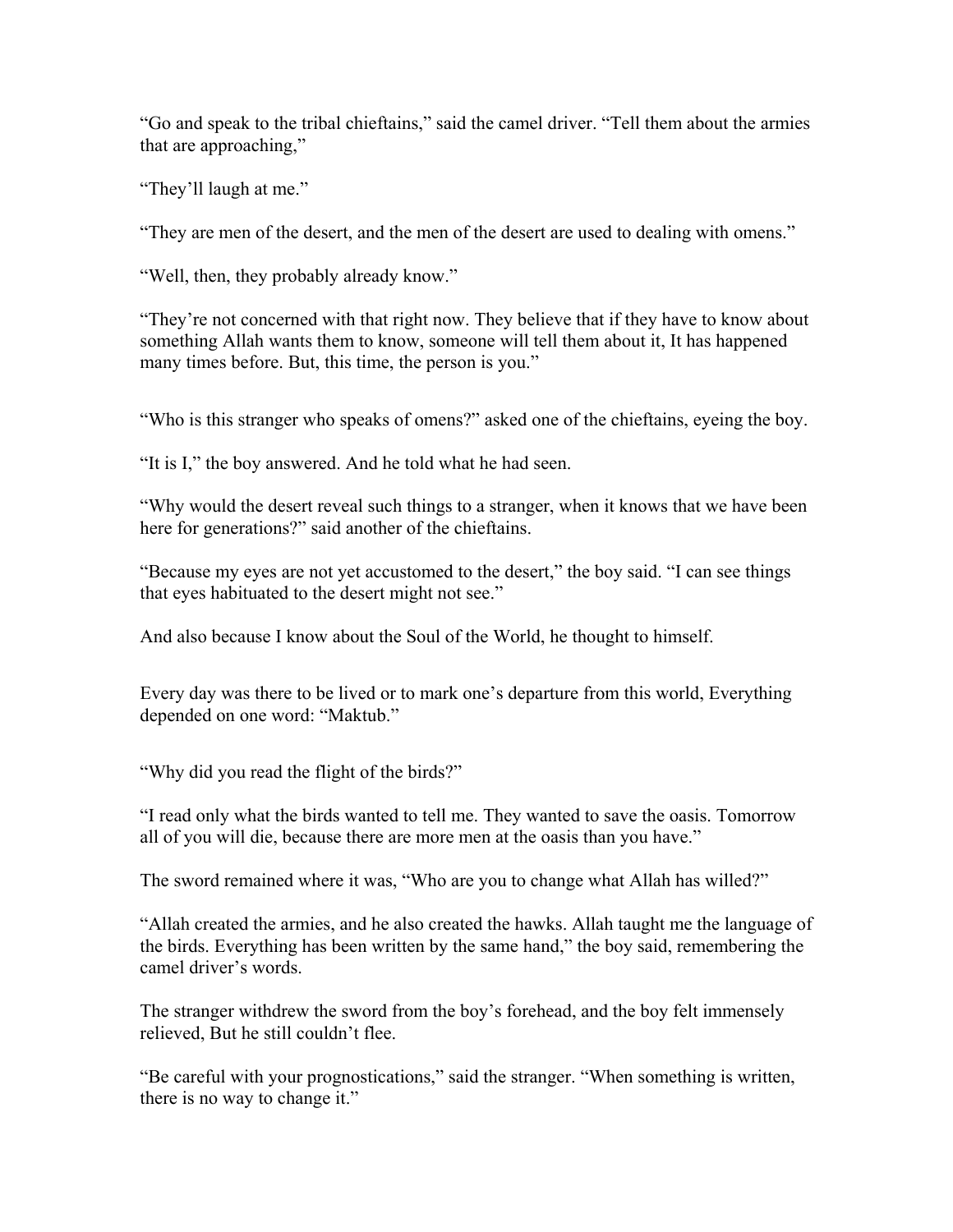"Go and speak to the tribal chieftains," said the camel driver. "Tell them about the armies that are approaching,"

"They'll laugh at me."

"They are men of the desert, and the men of the desert are used to dealing with omens."

"Well, then, they probably already know."

"They're not concerned with that right now. They believe that if they have to know about something Allah wants them to know, someone will tell them about it, It has happened many times before. But, this time, the person is you."

"Who is this stranger who speaks of omens?" asked one of the chieftains, eyeing the boy.

"It is I," the boy answered. And he told what he had seen.

"Why would the desert reveal such things to a stranger, when it knows that we have been here for generations?" said another of the chieftains.

"Because my eyes are not yet accustomed to the desert," the boy said. "I can see things that eyes habituated to the desert might not see."

And also because I know about the Soul of the World, he thought to himself.

Every day was there to be lived or to mark one's departure from this world, Everything depended on one word: "Maktub."

"Why did you read the flight of the birds?"

"I read only what the birds wanted to tell me. They wanted to save the oasis. Tomorrow all of you will die, because there are more men at the oasis than you have."

The sword remained where it was, "Who are you to change what Allah has willed?"

"Allah created the armies, and he also created the hawks. Allah taught me the language of the birds. Everything has been written by the same hand," the boy said, remembering the camel driver's words.

The stranger withdrew the sword from the boy's forehead, and the boy felt immensely relieved, But he still couldn't flee.

"Be careful with your prognostications," said the stranger. "When something is written, there is no way to change it."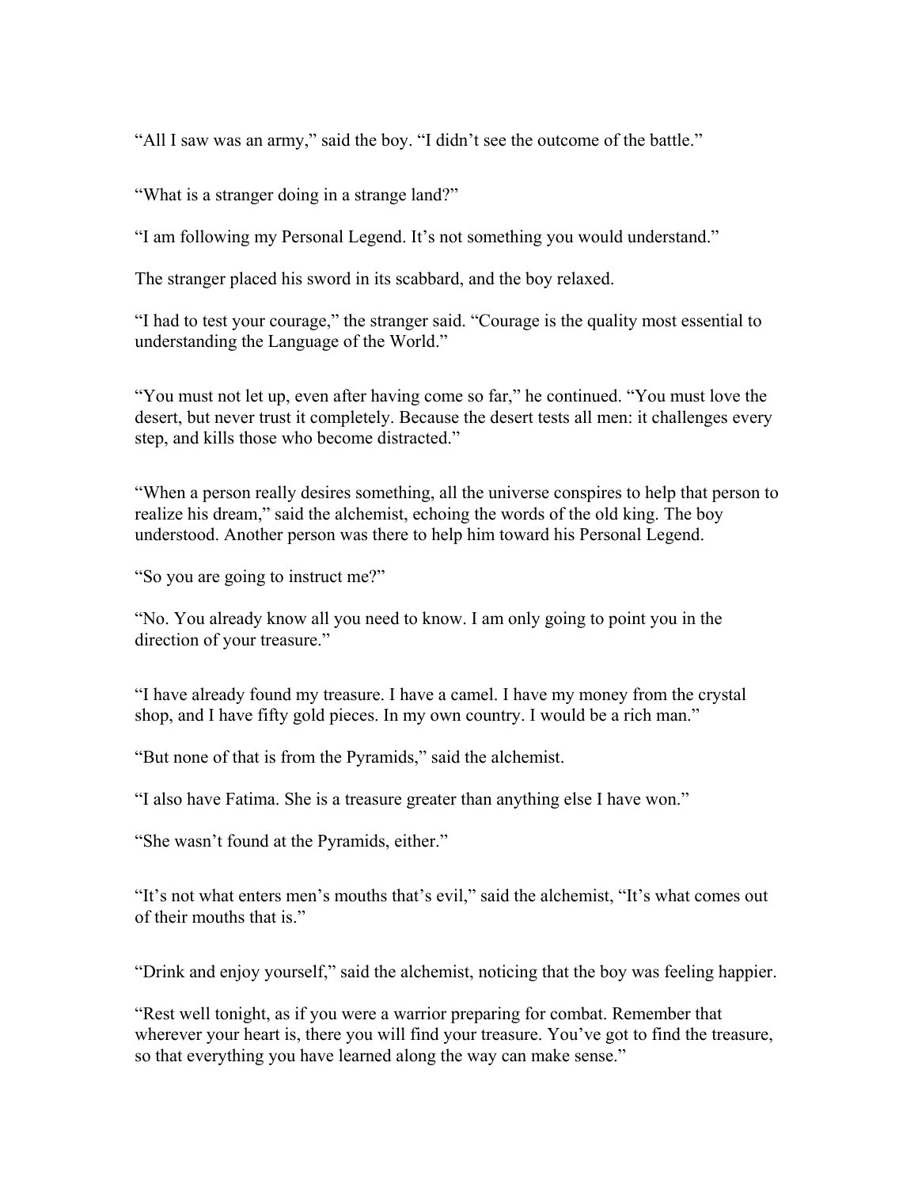"All I saw was an army," said the boy. "I didn't see the outcome of the battle."

"What is a stranger doing in a strange land?"

"I am following my Personal Legend. It's not something you would understand."

The stranger placed his sword in its scabbard, and the boy relaxed.

"I had to test your courage," the stranger said. "Courage is the quality most essential to understanding the Language of the World."

"You must not let up, even after having come so far," he continued. "You must love the desert, but never trust it completely. Because the desert tests all men: it challenges every step, and kills those who become distracted."

"When a person really desires something, all the universe conspires to help that person to realize his dream," said the alchemist, echoing the words of the old king. The boy understood. Another person was there to help him toward his Personal Legend.

"So you are going to instruct me?"

"No. You already know all you need to know. I am only going to point you in the direction of your treasure."

"I have already found my treasure. I have a camel. I have my money from the crystal shop, and I have fifty gold pieces. In my own country. I would be a rich man."

"But none of that is from the Pyramids," said the alchemist.

"I also have Fatima. She is a treasure greater than anything else I have won."

"She wasn't found at the Pyramids, either."

"It's not what enters men's mouths that's evil," said the alchemist, "It's what comes out of their mouths that is."

"Drink and enjoy yourself," said the alchemist, noticing that the boy was feeling happier.

"Rest well tonight, as if you were a warrior preparing for combat. Remember that wherever your heart is, there you will find your treasure. You've got to find the treasure, so that everything you have learned along the way can make sense."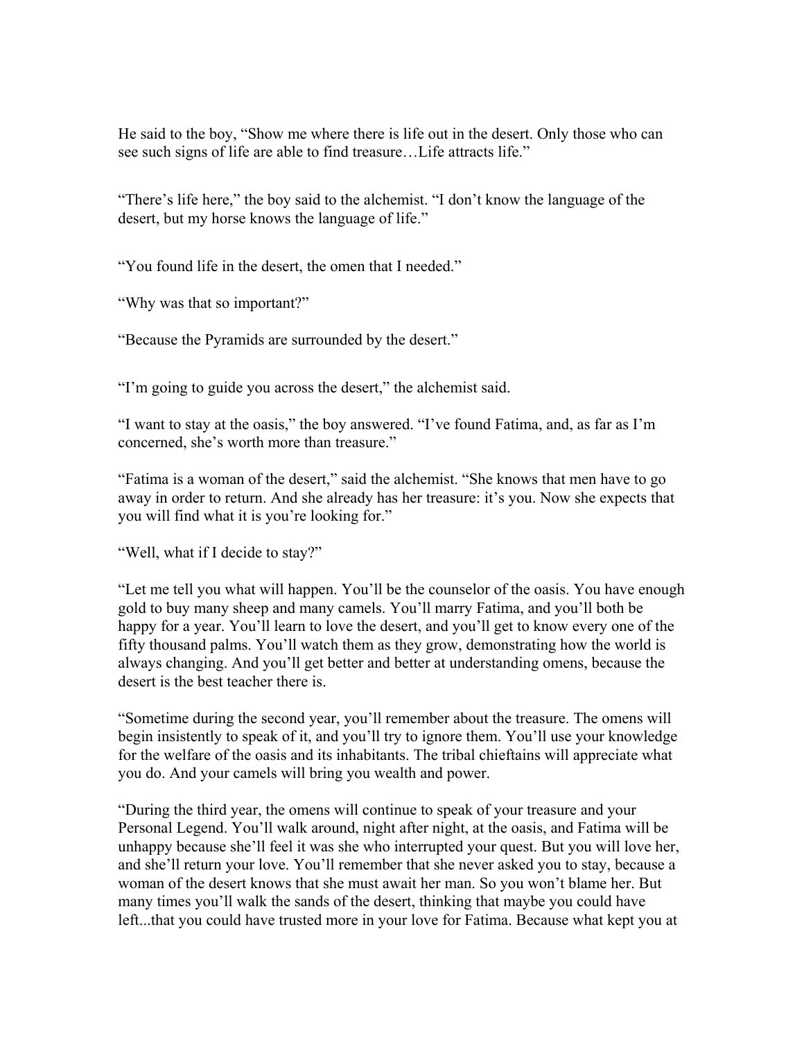He said to the boy, “Show me where there is life out in the desert. Only those who can see such signs of life are able to find treasure…Life attracts life.”

“There’s life here,” the boy said to the alchemist. “I don’t know the language of the desert, but my horse knows the language of life.”

“You found life in the desert, the omen that I needed.”

“Why was that so important?”

“Because the Pyramids are surrounded by the desert.”

“I’m going to guide you across the desert,” the alchemist said.

“I want to stay at the oasis,” the boy answered. “I’ve found Fatima, and, as far as I’m concerned, she’s worth more than treasure.”

“Fatima is a woman of the desert,” said the alchemist. “She knows that men have to go away in order to return. And she already has her treasure: it’s you. Now she expects that you will find what it is you’re looking for.”

“Well, what if I decide to stay?”

“Let me tell you what will happen. You’ll be the counselor of the oasis. You have enough gold to buy many sheep and many camels. You’ll marry Fatima, and you’ll both be happy for a year. You’ll learn to love the desert, and you’ll get to know every one of the fifty thousand palms. You’ll watch them as they grow, demonstrating how the world is always changing. And you’ll get better and better at understanding omens, because the desert is the best teacher there is.

“Sometime during the second year, you’ll remember about the treasure. The omens will begin insistently to speak of it, and you’ll try to ignore them. You’ll use your knowledge for the welfare of the oasis and its inhabitants. The tribal chieftains will appreciate what you do. And your camels will bring you wealth and power.

“During the third year, the omens will continue to speak of your treasure and your Personal Legend. You’ll walk around, night after night, at the oasis, and Fatima will be unhappy because she’ll feel it was she who interrupted your quest. But you will love her, and she’ll return your love. You’ll remember that she never asked you to stay, because a woman of the desert knows that she must await her man. So you won’t blame her. But many times you’ll walk the sands of the desert, thinking that maybe you could have left...that you could have trusted more in your love for Fatima. Because what kept you at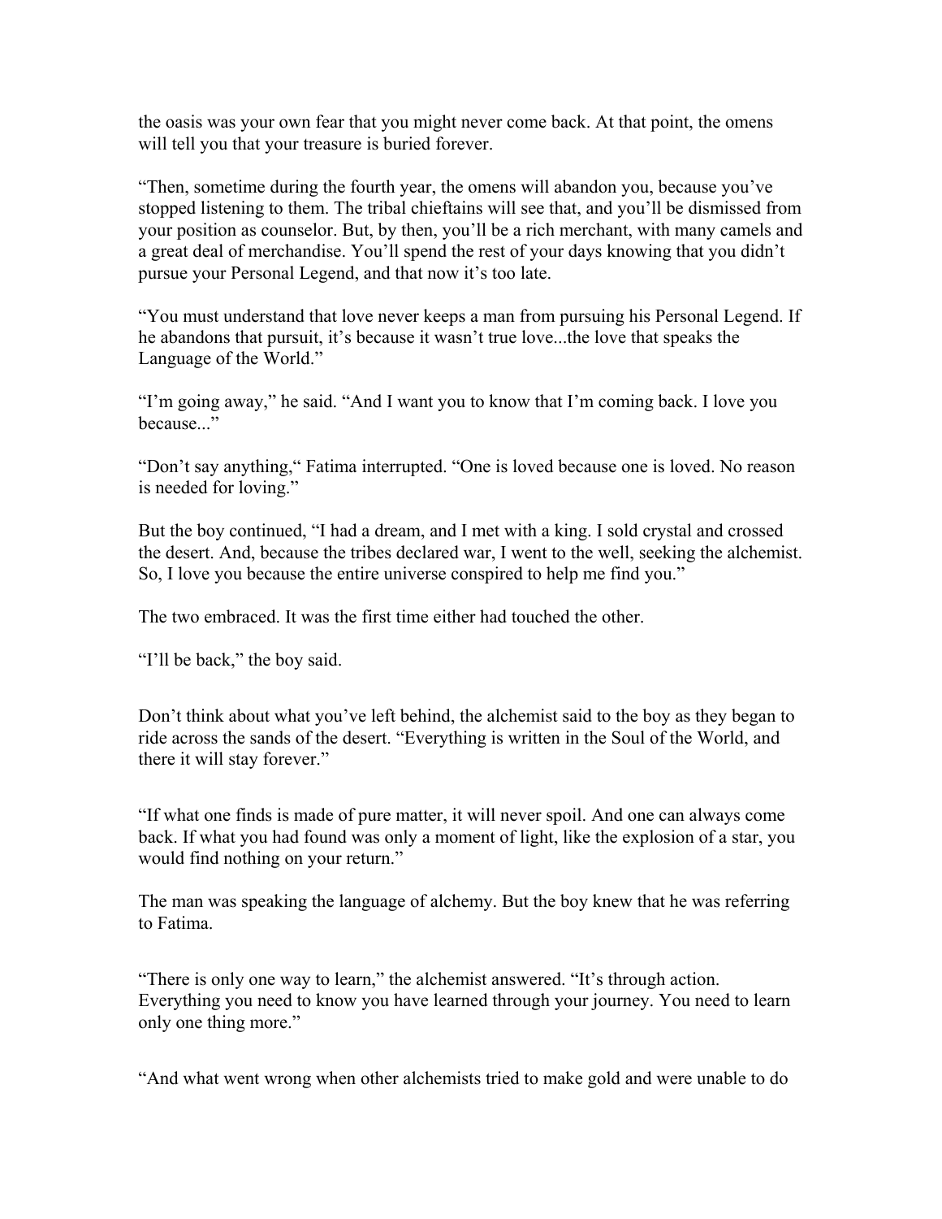the oasis was your own fear that you might never come back. At that point, the omens will tell you that your treasure is buried forever.

"Then, sometime during the fourth year, the omens will abandon you, because you've stopped listening to them. The tribal chieftains will see that, and you'll be dismissed from your position as counselor. But, by then, you'll be a rich merchant, with many camels and a great deal of merchandise. You'll spend the rest of your days knowing that you didn't pursue your Personal Legend, and that now it's too late.

"You must understand that love never keeps a man from pursuing his Personal Legend. If he abandons that pursuit, it's because it wasn't true love...the love that speaks the Language of the World."

"I'm going away," he said. "And I want you to know that I'm coming back. I love you because..."

"Don't say anything," Fatima interrupted. "One is loved because one is loved. No reason is needed for loving."

But the boy continued, "I had a dream, and I met with a king. I sold crystal and crossed the desert. And, because the tribes declared war, I went to the well, seeking the alchemist. So, I love you because the entire universe conspired to help me find you."

The two embraced. It was the first time either had touched the other.

"I'll be back," the boy said.

Don't think about what you've left behind, the alchemist said to the boy as they began to ride across the sands of the desert. "Everything is written in the Soul of the World, and there it will stay forever."

"If what one finds is made of pure matter, it will never spoil. And one can always come back. If what you had found was only a moment of light, like the explosion of a star, you would find nothing on your return."

The man was speaking the language of alchemy. But the boy knew that he was referring to Fatima.

"There is only one way to learn," the alchemist answered. "It's through action. Everything you need to know you have learned through your journey. You need to learn only one thing more."

"And what went wrong when other alchemists tried to make gold and were unable to do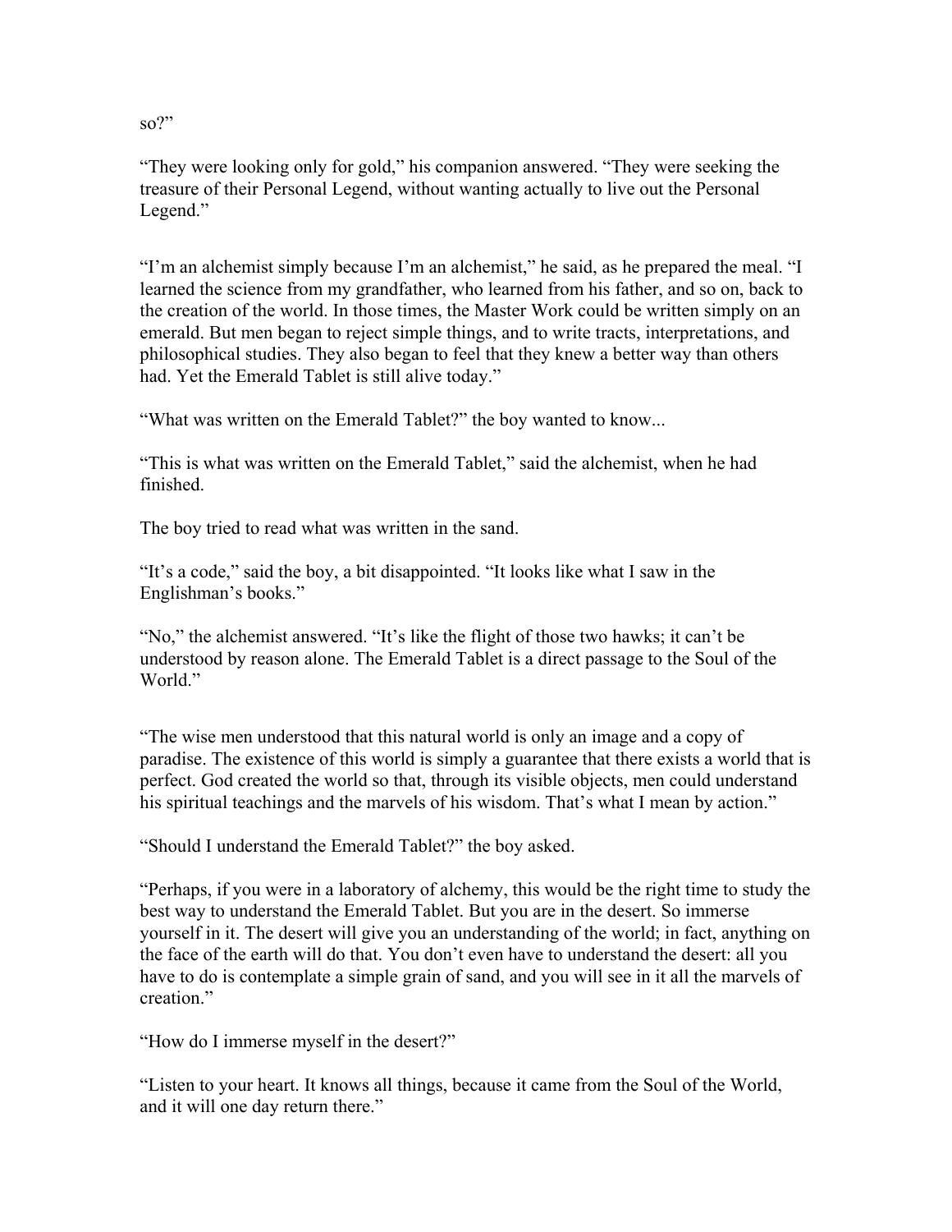so?”

“They were looking only for gold,” his companion answered. “They were seeking the treasure of their Personal Legend, without wanting actually to live out the Personal Legend.”

“I’m an alchemist simply because I’m an alchemist,” he said, as he prepared the meal. “I learned the science from my grandfather, who learned from his father, and so on, back to the creation of the world. In those times, the Master Work could be written simply on an emerald. But men began to reject simple things, and to write tracts, interpretations, and philosophical studies. They also began to feel that they knew a better way than others had. Yet the Emerald Tablet is still alive today.”

“What was written on the Emerald Tablet?” the boy wanted to know...

“This is what was written on the Emerald Tablet,” said the alchemist, when he had finished.

The boy tried to read what was written in the sand.

“It’s a code,” said the boy, a bit disappointed. “It looks like what I saw in the Englishman’s books.”

“No,” the alchemist answered. “It’s like the flight of those two hawks; it can’t be understood by reason alone. The Emerald Tablet is a direct passage to the Soul of the World.”

“The wise men understood that this natural world is only an image and a copy of paradise. The existence of this world is simply a guarantee that there exists a world that is perfect. God created the world so that, through its visible objects, men could understand his spiritual teachings and the marvels of his wisdom. That’s what I mean by action.”

“Should I understand the Emerald Tablet?” the boy asked.

“Perhaps, if you were in a laboratory of alchemy, this would be the right time to study the best way to understand the Emerald Tablet. But you are in the desert. So immerse yourself in it. The desert will give you an understanding of the world; in fact, anything on the face of the earth will do that. You don’t even have to understand the desert: all you have to do is contemplate a simple grain of sand, and you will see in it all the marvels of creation.”

“How do I immerse myself in the desert?”

“Listen to your heart. It knows all things, because it came from the Soul of the World, and it will one day return there.”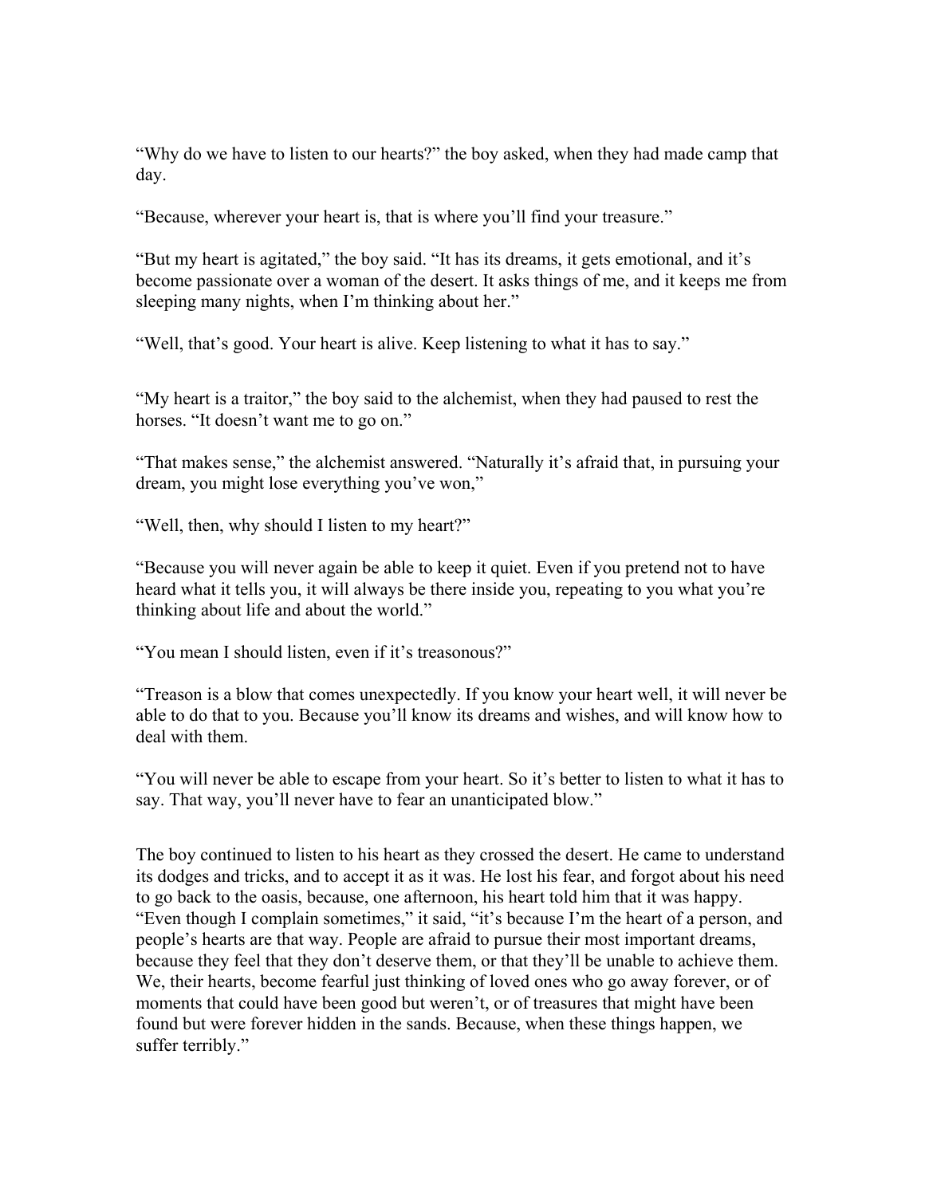"Why do we have to listen to our hearts?" the boy asked, when they had made camp that day.

"Because, wherever your heart is, that is where you'll find your treasure."

"But my heart is agitated," the boy said. "It has its dreams, it gets emotional, and it's become passionate over a woman of the desert. It asks things of me, and it keeps me from sleeping many nights, when I'm thinking about her."

"Well, that's good. Your heart is alive. Keep listening to what it has to say."

"My heart is a traitor," the boy said to the alchemist, when they had paused to rest the horses. "It doesn't want me to go on."

"That makes sense," the alchemist answered. "Naturally it's afraid that, in pursuing your dream, you might lose everything you've won,"

"Well, then, why should I listen to my heart?"

"Because you will never again be able to keep it quiet. Even if you pretend not to have heard what it tells you, it will always be there inside you, repeating to you what you're thinking about life and about the world."

"You mean I should listen, even if it's treasonous?"

"Treason is a blow that comes unexpectedly. If you know your heart well, it will never be able to do that to you. Because you'll know its dreams and wishes, and will know how to deal with them.

"You will never be able to escape from your heart. So it's better to listen to what it has to say. That way, you'll never have to fear an unanticipated blow."

The boy continued to listen to his heart as they crossed the desert. He came to understand its dodges and tricks, and to accept it as it was. He lost his fear, and forgot about his need to go back to the oasis, because, one afternoon, his heart told him that it was happy. "Even though I complain sometimes," it said, "it's because I'm the heart of a person, and people's hearts are that way. People are afraid to pursue their most important dreams, because they feel that they don't deserve them, or that they'll be unable to achieve them. We, their hearts, become fearful just thinking of loved ones who go away forever, or of moments that could have been good but weren't, or of treasures that might have been found but were forever hidden in the sands. Because, when these things happen, we suffer terribly."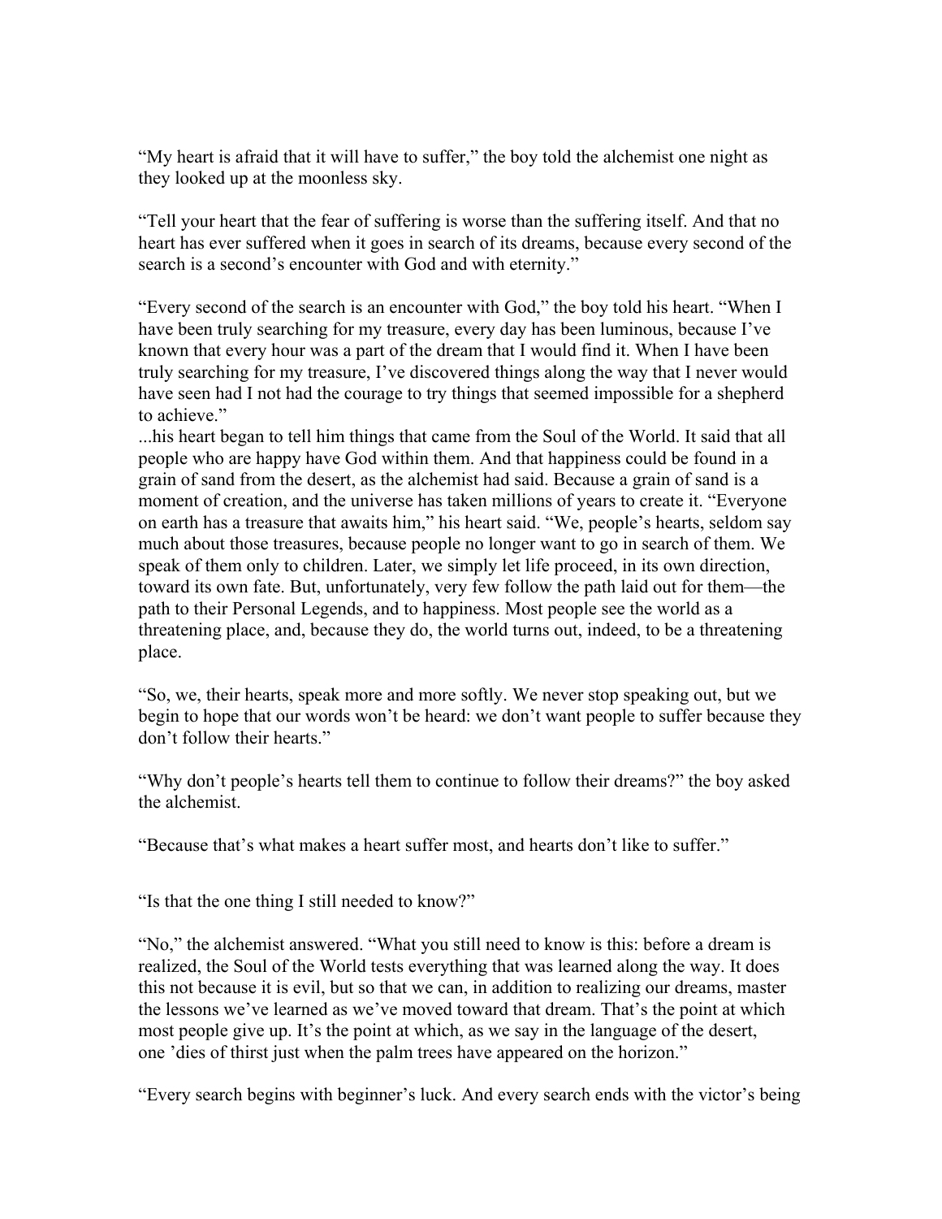"My heart is afraid that it will have to suffer," the boy told the alchemist one night as they looked up at the moonless sky.

"Tell your heart that the fear of suffering is worse than the suffering itself. And that no heart has ever suffered when it goes in search of its dreams, because every second of the search is a second's encounter with God and with eternity."

"Every second of the search is an encounter with God," the boy told his heart. "When I have been truly searching for my treasure, every day has been luminous, because I've known that every hour was a part of the dream that I would find it. When I have been truly searching for my treasure, I've discovered things along the way that I never would have seen had I not had the courage to try things that seemed impossible for a shepherd to achieve."
...his heart began to tell him things that came from the Soul of the World. It said that all people who are happy have God within them. And that happiness could be found in a grain of sand from the desert, as the alchemist had said. Because a grain of sand is a moment of creation, and the universe has taken millions of years to create it. "Everyone on earth has a treasure that awaits him," his heart said. "We, people's hearts, seldom say much about those treasures, because people no longer want to go in search of them. We speak of them only to children. Later, we simply let life proceed, in its own direction, toward its own fate. But, unfortunately, very few follow the path laid out for them—the path to their Personal Legends, and to happiness. Most people see the world as a threatening place, and, because they do, the world turns out, indeed, to be a threatening place.

"So, we, their hearts, speak more and more softly. We never stop speaking out, but we begin to hope that our words won't be heard: we don't want people to suffer because they don't follow their hearts."

"Why don't people's hearts tell them to continue to follow their dreams?" the boy asked the alchemist.

"Because that's what makes a heart suffer most, and hearts don't like to suffer."

"Is that the one thing I still needed to know?"

"No," the alchemist answered. "What you still need to know is this: before a dream is realized, the Soul of the World tests everything that was learned along the way. It does this not because it is evil, but so that we can, in addition to realizing our dreams, master the lessons we've learned as we've moved toward that dream. That's the point at which most people give up. It's the point at which, as we say in the language of the desert, one 'dies of thirst just when the palm trees have appeared on the horizon."

"Every search begins with beginner's luck. And every search ends with the victor's being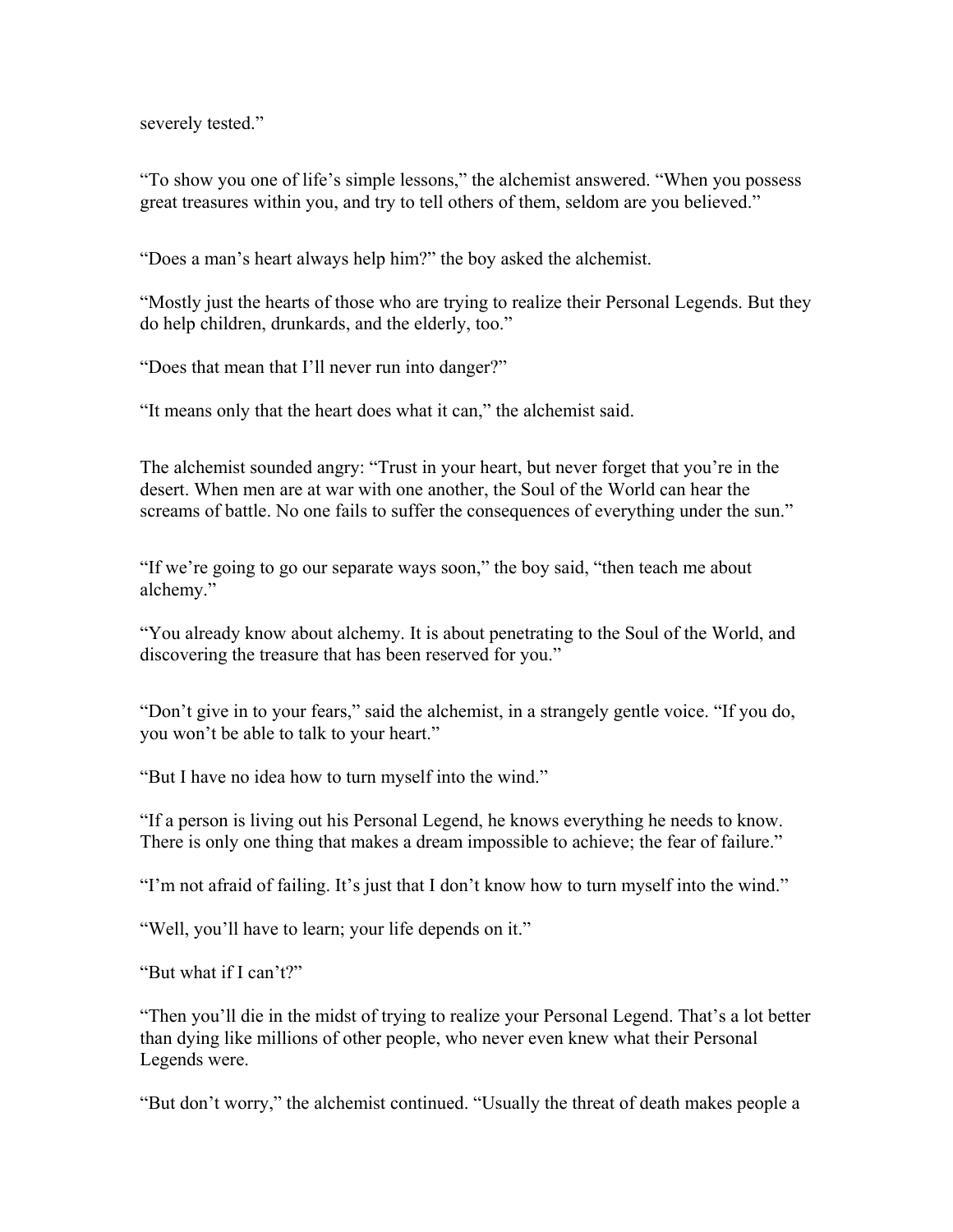severely tested."

"To show you one of life's simple lessons," the alchemist answered. "When you possess great treasures within you, and try to tell others of them, seldom are you believed."

"Does a man's heart always help him?" the boy asked the alchemist.

"Mostly just the hearts of those who are trying to realize their Personal Legends. But they do help children, drunkards, and the elderly, too."

"Does that mean that I'll never run into danger?"

"It means only that the heart does what it can," the alchemist said.

The alchemist sounded angry: "Trust in your heart, but never forget that you're in the desert. When men are at war with one another, the Soul of the World can hear the screams of battle. No one fails to suffer the consequences of everything under the sun."

"If we're going to go our separate ways soon," the boy said, "then teach me about alchemy."

"You already know about alchemy. It is about penetrating to the Soul of the World, and discovering the treasure that has been reserved for you."

"Don't give in to your fears," said the alchemist, in a strangely gentle voice. "If you do, you won't be able to talk to your heart."

"But I have no idea how to turn myself into the wind."

"If a person is living out his Personal Legend, he knows everything he needs to know. There is only one thing that makes a dream impossible to achieve; the fear of failure."

"I'm not afraid of failing. It's just that I don't know how to turn myself into the wind."

"Well, you'll have to learn; your life depends on it."

"But what if I can't?"

"Then you'll die in the midst of trying to realize your Personal Legend. That's a lot better than dying like millions of other people, who never even knew what their Personal Legends were.

"But don't worry," the alchemist continued. "Usually the threat of death makes people a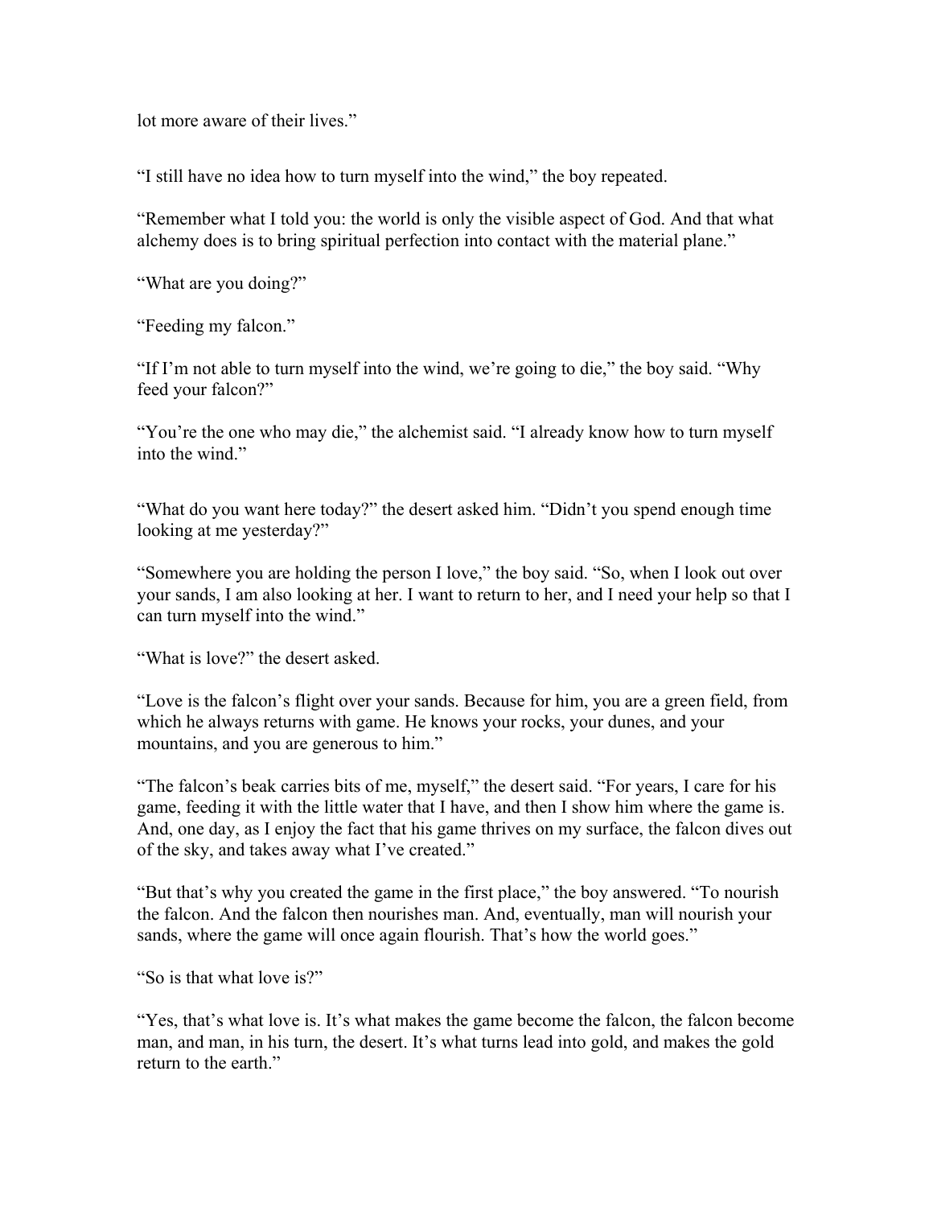lot more aware of their lives."

"I still have no idea how to turn myself into the wind," the boy repeated.

"Remember what I told you: the world is only the visible aspect of God. And that what alchemy does is to bring spiritual perfection into contact with the material plane."

"What are you doing?"

"Feeding my falcon."

"If I'm not able to turn myself into the wind, we're going to die," the boy said. "Why feed your falcon?"

"You're the one who may die," the alchemist said. "I already know how to turn myself into the wind."

"What do you want here today?" the desert asked him. "Didn't you spend enough time looking at me yesterday?"

"Somewhere you are holding the person I love," the boy said. "So, when I look out over your sands, I am also looking at her. I want to return to her, and I need your help so that I can turn myself into the wind."

"What is love?" the desert asked.

"Love is the falcon's flight over your sands. Because for him, you are a green field, from which he always returns with game. He knows your rocks, your dunes, and your mountains, and you are generous to him."

"The falcon's beak carries bits of me, myself," the desert said. "For years, I care for his game, feeding it with the little water that I have, and then I show him where the game is. And, one day, as I enjoy the fact that his game thrives on my surface, the falcon dives out of the sky, and takes away what I've created."

"But that's why you created the game in the first place," the boy answered. "To nourish the falcon. And the falcon then nourishes man. And, eventually, man will nourish your sands, where the game will once again flourish. That's how the world goes."

"So is that what love is?"

"Yes, that's what love is. It's what makes the game become the falcon, the falcon become man, and man, in his turn, the desert. It's what turns lead into gold, and makes the gold return to the earth."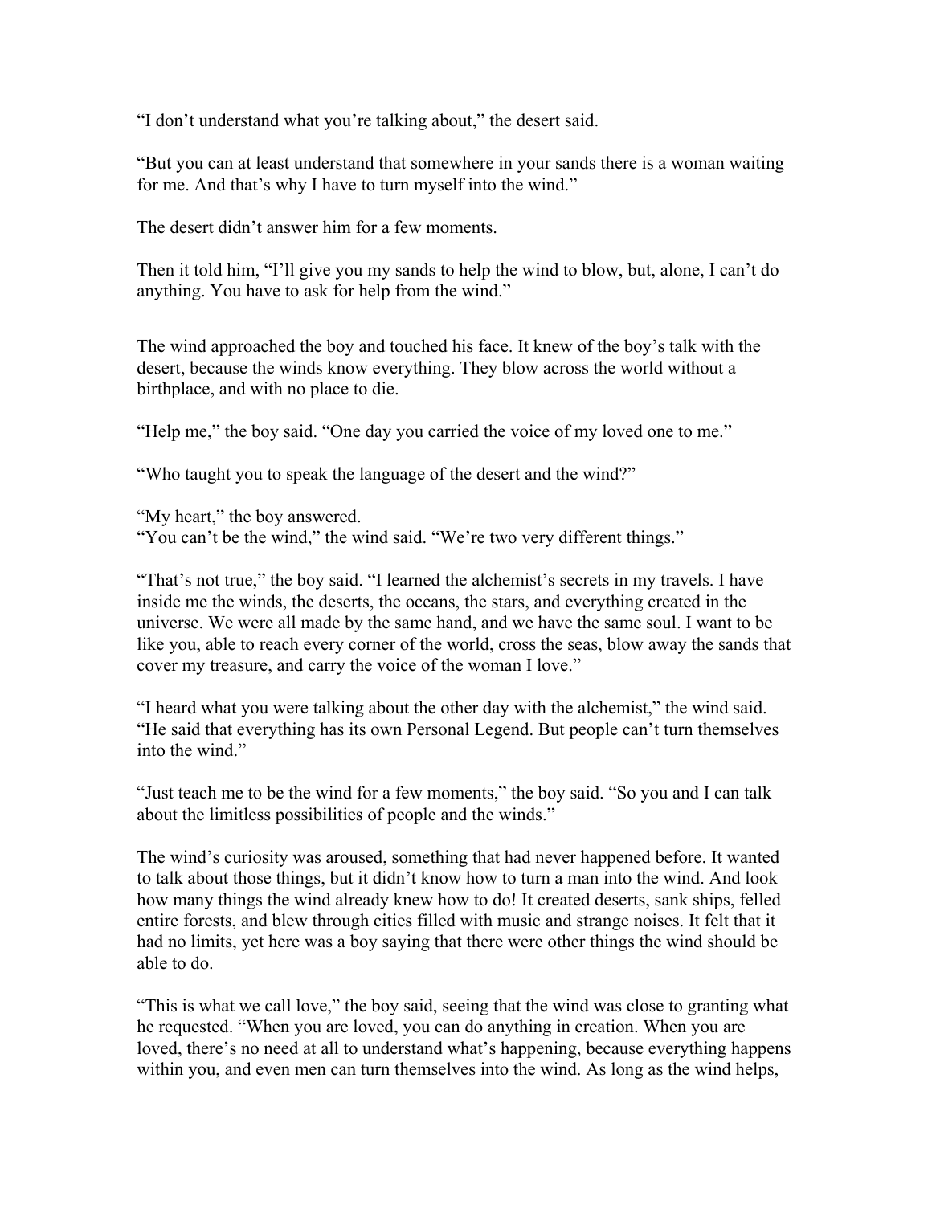"I don't understand what you're talking about," the desert said.

"But you can at least understand that somewhere in your sands there is a woman waiting for me. And that's why I have to turn myself into the wind."

The desert didn't answer him for a few moments.

Then it told him, "I'll give you my sands to help the wind to blow, but, alone, I can't do anything. You have to ask for help from the wind."

The wind approached the boy and touched his face. It knew of the boy's talk with the desert, because the winds know everything. They blow across the world without a birthplace, and with no place to die.

"Help me," the boy said. "One day you carried the voice of my loved one to me."

"Who taught you to speak the language of the desert and the wind?"

"My heart," the boy answered.
"You can't be the wind," the wind said. "We're two very different things."

"That's not true," the boy said. "I learned the alchemist's secrets in my travels. I have inside me the winds, the deserts, the oceans, the stars, and everything created in the universe. We were all made by the same hand, and we have the same soul. I want to be like you, able to reach every corner of the world, cross the seas, blow away the sands that cover my treasure, and carry the voice of the woman I love."

"I heard what you were talking about the other day with the alchemist," the wind said. "He said that everything has its own Personal Legend. But people can't turn themselves into the wind."

"Just teach me to be the wind for a few moments," the boy said. "So you and I can talk about the limitless possibilities of people and the winds."

The wind's curiosity was aroused, something that had never happened before. It wanted to talk about those things, but it didn't know how to turn a man into the wind. And look how many things the wind already knew how to do! It created deserts, sank ships, felled entire forests, and blew through cities filled with music and strange noises. It felt that it had no limits, yet here was a boy saying that there were other things the wind should be able to do.

"This is what we call love," the boy said, seeing that the wind was close to granting what he requested. "When you are loved, you can do anything in creation. When you are loved, there's no need at all to understand what's happening, because everything happens within you, and even men can turn themselves into the wind. As long as the wind helps,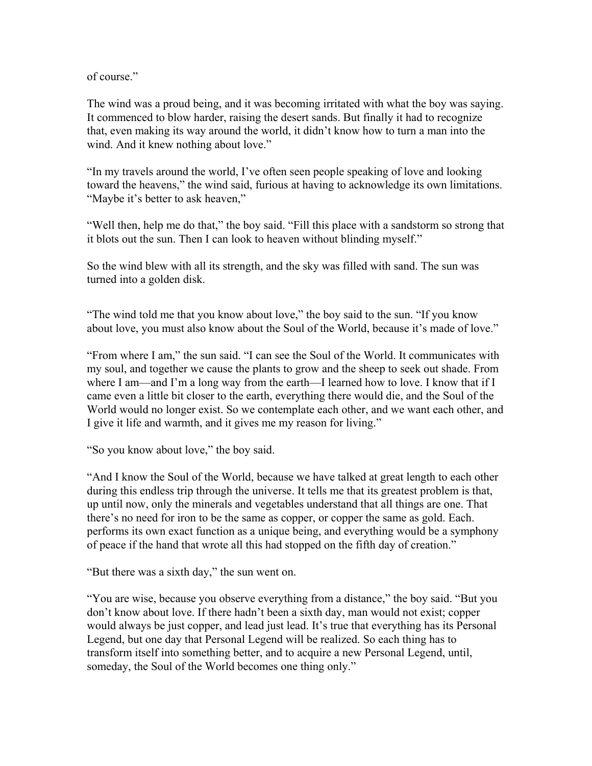of course."

The wind was a proud being, and it was becoming irritated with what the boy was saying. It commenced to blow harder, raising the desert sands. But finally it had to recognize that, even making its way around the world, it didn't know how to turn a man into the wind. And it knew nothing about love."

"In my travels around the world, I've often seen people speaking of love and looking toward the heavens," the wind said, furious at having to acknowledge its own limitations. "Maybe it's better to ask heaven,"

"Well then, help me do that," the boy said. "Fill this place with a sandstorm so strong that it blots out the sun. Then I can look to heaven without blinding myself."

So the wind blew with all its strength, and the sky was filled with sand. The sun was turned into a golden disk.

"The wind told me that you know about love," the boy said to the sun. "If you know about love, you must also know about the Soul of the World, because it's made of love."

"From where I am," the sun said. "I can see the Soul of the World. It communicates with my soul, and together we cause the plants to grow and the sheep to seek out shade. From where I am—and I'm a long way from the earth—I learned how to love. I know that if I came even a little bit closer to the earth, everything there would die, and the Soul of the World would no longer exist. So we contemplate each other, and we want each other, and I give it life and warmth, and it gives me my reason for living."

"So you know about love," the boy said.

"And I know the Soul of the World, because we have talked at great length to each other during this endless trip through the universe. It tells me that its greatest problem is that, up until now, only the minerals and vegetables understand that all things are one. That there's no need for iron to be the same as copper, or copper the same as gold. Each. performs its own exact function as a unique being, and everything would be a symphony of peace if the hand that wrote all this had stopped on the fifth day of creation."

"But there was a sixth day," the sun went on.

"You are wise, because you observe everything from a distance," the boy said. "But you don't know about love. If there hadn't been a sixth day, man would not exist; copper would always be just copper, and lead just lead. It's true that everything has its Personal Legend, but one day that Personal Legend will be realized. So each thing has to transform itself into something better, and to acquire a new Personal Legend, until, someday, the Soul of the World becomes one thing only."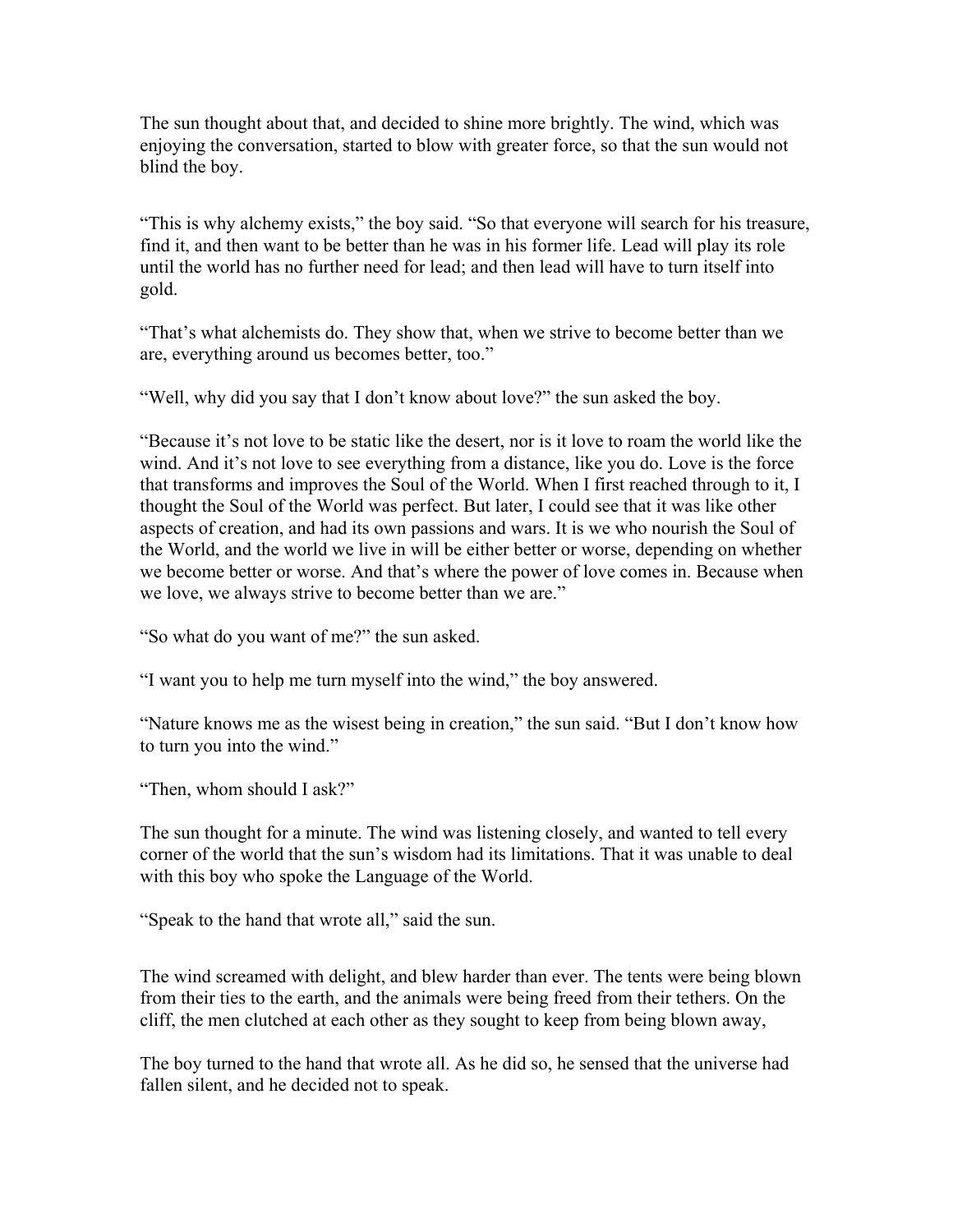The sun thought about that, and decided to shine more brightly. The wind, which was enjoying the conversation, started to blow with greater force, so that the sun would not blind the boy.

“This is why alchemy exists,” the boy said. “So that everyone will search for his treasure, find it, and then want to be better than he was in his former life. Lead will play its role until the world has no further need for lead; and then lead will have to turn itself into gold.

“That’s what alchemists do. They show that, when we strive to become better than we are, everything around us becomes better, too.”

“Well, why did you say that I don’t know about love?” the sun asked the boy.

“Because it’s not love to be static like the desert, nor is it love to roam the world like the wind. And it’s not love to see everything from a distance, like you do. Love is the force that transforms and improves the Soul of the World. When I first reached through to it, I thought the Soul of the World was perfect. But later, I could see that it was like other aspects of creation, and had its own passions and wars. It is we who nourish the Soul of the World, and the world we live in will be either better or worse, depending on whether we become better or worse. And that’s where the power of love comes in. Because when we love, we always strive to become better than we are.”

“So what do you want of me?” the sun asked.

“I want you to help me turn myself into the wind,” the boy answered.

“Nature knows me as the wisest being in creation,” the sun said. “But I don’t know how to turn you into the wind.”

“Then, whom should I ask?”

The sun thought for a minute. The wind was listening closely, and wanted to tell every corner of the world that the sun’s wisdom had its limitations. That it was unable to deal with this boy who spoke the Language of the World.

“Speak to the hand that wrote all,” said the sun.

The wind screamed with delight, and blew harder than ever. The tents were being blown from their ties to the earth, and the animals were being freed from their tethers. On the cliff, the men clutched at each other as they sought to keep from being blown away,

The boy turned to the hand that wrote all. As he did so, he sensed that the universe had fallen silent, and he decided not to speak.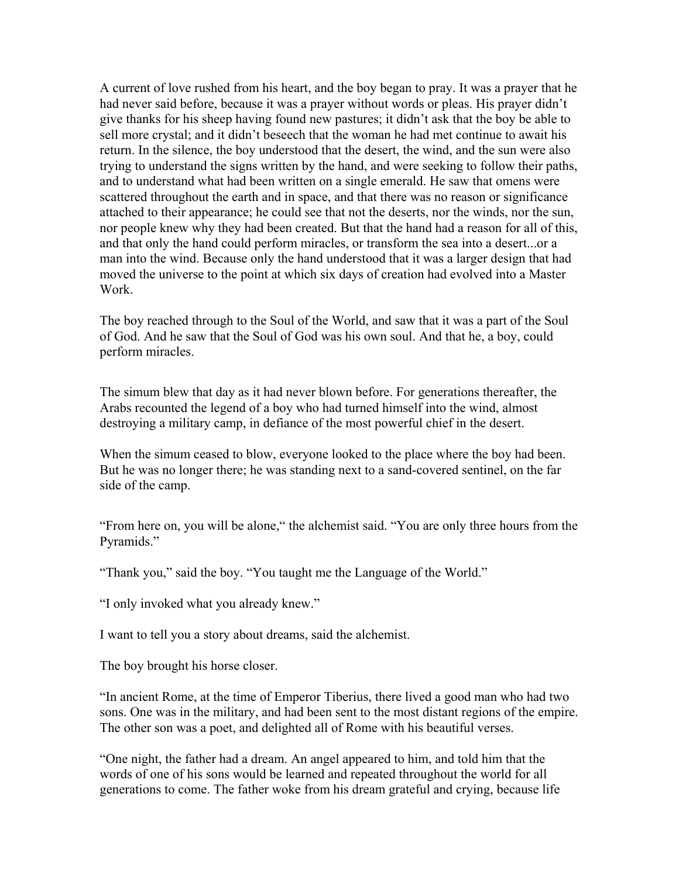A current of love rushed from his heart, and the boy began to pray. It was a prayer that he had never said before, because it was a prayer without words or pleas. His prayer didn't give thanks for his sheep having found new pastures; it didn't ask that the boy be able to sell more crystal; and it didn't beseech that the woman he had met continue to await his return. In the silence, the boy understood that the desert, the wind, and the sun were also trying to understand the signs written by the hand, and were seeking to follow their paths, and to understand what had been written on a single emerald. He saw that omens were scattered throughout the earth and in space, and that there was no reason or significance attached to their appearance; he could see that not the deserts, nor the winds, nor the sun, nor people knew why they had been created. But that the hand had a reason for all of this, and that only the hand could perform miracles, or transform the sea into a desert...or a man into the wind. Because only the hand understood that it was a larger design that had moved the universe to the point at which six days of creation had evolved into a Master Work.

The boy reached through to the Soul of the World, and saw that it was a part of the Soul of God. And he saw that the Soul of God was his own soul. And that he, a boy, could perform miracles.

The simum blew that day as it had never blown before. For generations thereafter, the Arabs recounted the legend of a boy who had turned himself into the wind, almost destroying a military camp, in defiance of the most powerful chief in the desert.

When the simum ceased to blow, everyone looked to the place where the boy had been. But he was no longer there; he was standing next to a sand-covered sentinel, on the far side of the camp.

"From here on, you will be alone," the alchemist said. "You are only three hours from the Pyramids."

"Thank you," said the boy. "You taught me the Language of the World."

"I only invoked what you already knew."

I want to tell you a story about dreams, said the alchemist.

The boy brought his horse closer.

"In ancient Rome, at the time of Emperor Tiberius, there lived a good man who had two sons. One was in the military, and had been sent to the most distant regions of the empire. The other son was a poet, and delighted all of Rome with his beautiful verses.

"One night, the father had a dream. An angel appeared to him, and told him that the words of one of his sons would be learned and repeated throughout the world for all generations to come. The father woke from his dream grateful and crying, because life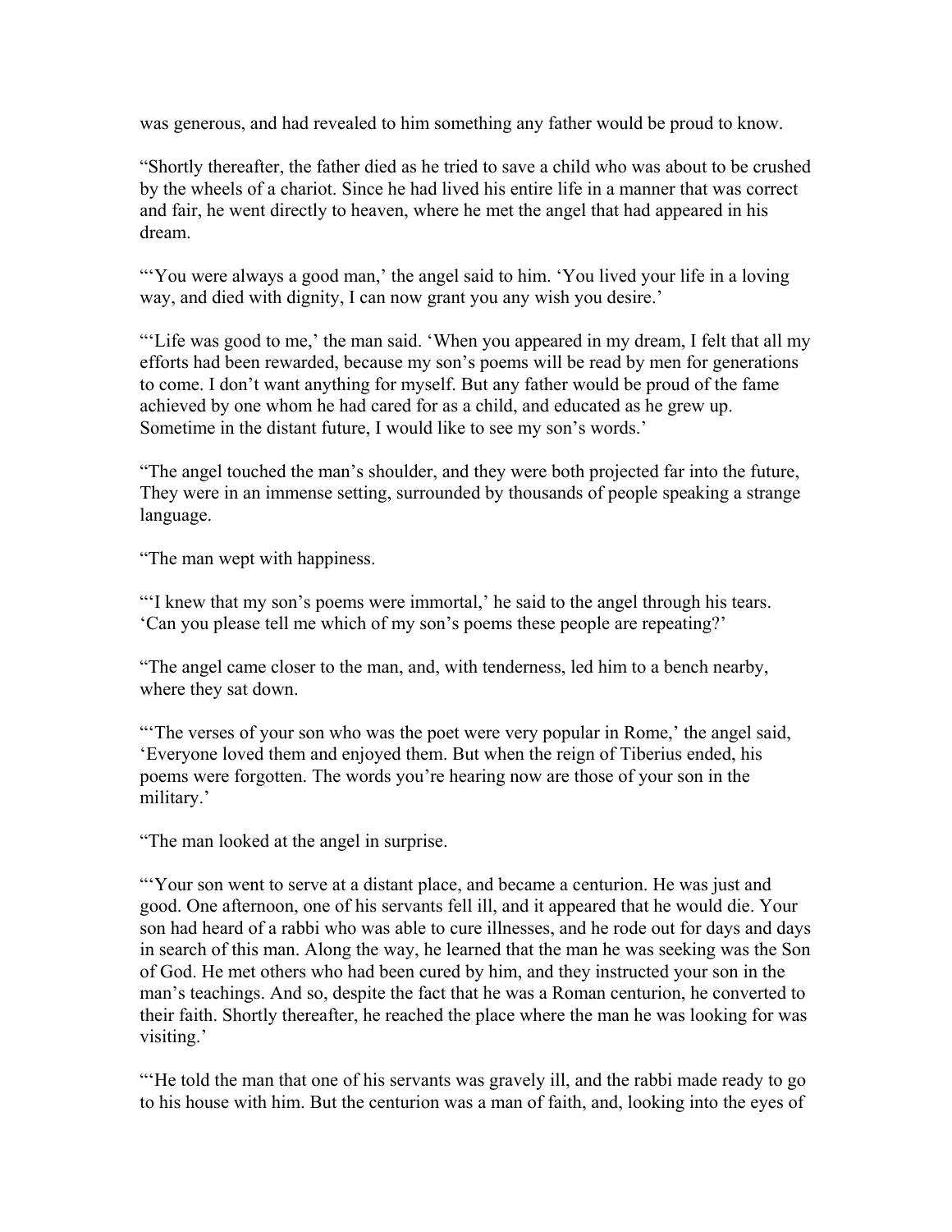was generous, and had revealed to him something any father would be proud to know.

"Shortly thereafter, the father died as he tried to save a child who was about to be crushed by the wheels of a chariot. Since he had lived his entire life in a manner that was correct and fair, he went directly to heaven, where he met the angel that had appeared in his dream.

"'You were always a good man,' the angel said to him. 'You lived your life in a loving way, and died with dignity, I can now grant you any wish you desire.'

"'Life was good to me,' the man said. 'When you appeared in my dream, I felt that all my efforts had been rewarded, because my son's poems will be read by men for generations to come. I don't want anything for myself. But any father would be proud of the fame achieved by one whom he had cared for as a child, and educated as he grew up. Sometime in the distant future, I would like to see my son's words.'

"The angel touched the man's shoulder, and they were both projected far into the future, They were in an immense setting, surrounded by thousands of people speaking a strange language.

"The man wept with happiness.

"'I knew that my son's poems were immortal,' he said to the angel through his tears. 'Can you please tell me which of my son's poems these people are repeating?'

"The angel came closer to the man, and, with tenderness, led him to a bench nearby, where they sat down.

"'The verses of your son who was the poet were very popular in Rome,' the angel said, 'Everyone loved them and enjoyed them. But when the reign of Tiberius ended, his poems were forgotten. The words you're hearing now are those of your son in the military.'

"The man looked at the angel in surprise.

"'Your son went to serve at a distant place, and became a centurion. He was just and good. One afternoon, one of his servants fell ill, and it appeared that he would die. Your son had heard of a rabbi who was able to cure illnesses, and he rode out for days and days in search of this man. Along the way, he learned that the man he was seeking was the Son of God. He met others who had been cured by him, and they instructed your son in the man's teachings. And so, despite the fact that he was a Roman centurion, he converted to their faith. Shortly thereafter, he reached the place where the man he was looking for was visiting.'

"'He told the man that one of his servants was gravely ill, and the rabbi made ready to go to his house with him. But the centurion was a man of faith, and, looking into the eyes of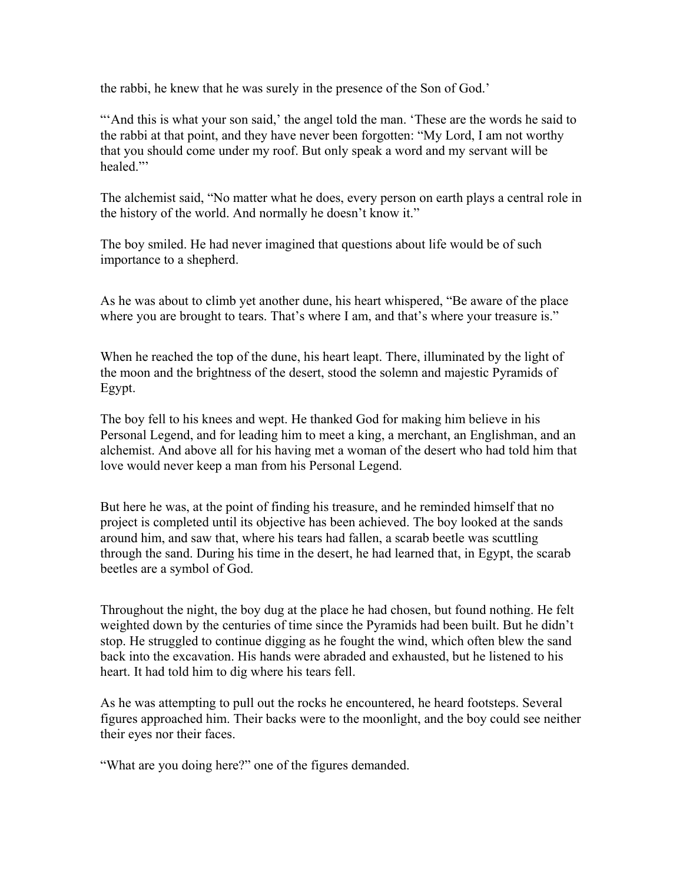the rabbi, he knew that he was surely in the presence of the Son of God.'

"'And this is what your son said,' the angel told the man. 'These are the words he said to the rabbi at that point, and they have never been forgotten: "My Lord, I am not worthy that you should come under my roof. But only speak a word and my servant will be healed."'

The alchemist said, "No matter what he does, every person on earth plays a central role in the history of the world. And normally he doesn't know it."

The boy smiled. He had never imagined that questions about life would be of such importance to a shepherd.

As he was about to climb yet another dune, his heart whispered, "Be aware of the place where you are brought to tears. That's where I am, and that's where your treasure is."

When he reached the top of the dune, his heart leapt. There, illuminated by the light of the moon and the brightness of the desert, stood the solemn and majestic Pyramids of Egypt.

The boy fell to his knees and wept. He thanked God for making him believe in his Personal Legend, and for leading him to meet a king, a merchant, an Englishman, and an alchemist. And above all for his having met a woman of the desert who had told him that love would never keep a man from his Personal Legend.

But here he was, at the point of finding his treasure, and he reminded himself that no project is completed until its objective has been achieved. The boy looked at the sands around him, and saw that, where his tears had fallen, a scarab beetle was scuttling through the sand. During his time in the desert, he had learned that, in Egypt, the scarab beetles are a symbol of God.

Throughout the night, the boy dug at the place he had chosen, but found nothing. He felt weighted down by the centuries of time since the Pyramids had been built. But he didn't stop. He struggled to continue digging as he fought the wind, which often blew the sand back into the excavation. His hands were abraded and exhausted, but he listened to his heart. It had told him to dig where his tears fell.

As he was attempting to pull out the rocks he encountered, he heard footsteps. Several figures approached him. Their backs were to the moonlight, and the boy could see neither their eyes nor their faces.

"What are you doing here?" one of the figures demanded.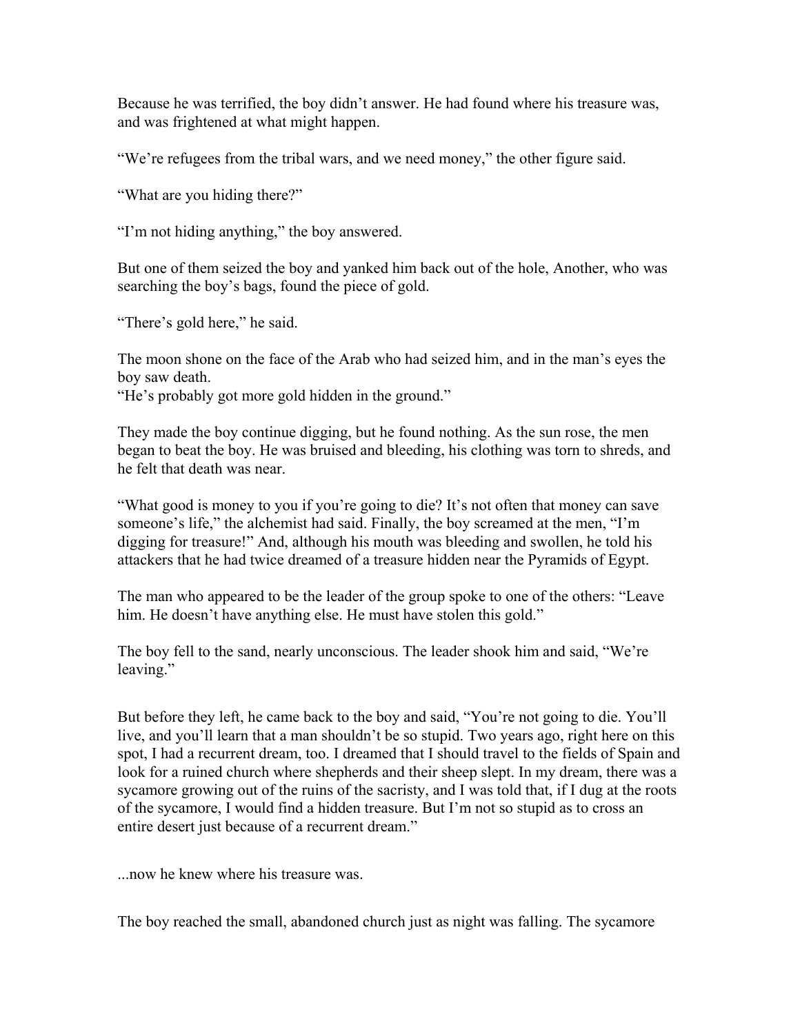Because he was terrified, the boy didn’t answer. He had found where his treasure was, and was frightened at what might happen.

“We’re refugees from the tribal wars, and we need money,” the other figure said.

“What are you hiding there?”

“I’m not hiding anything,” the boy answered.

But one of them seized the boy and yanked him back out of the hole, Another, who was searching the boy’s bags, found the piece of gold.

“There’s gold here,” he said.

The moon shone on the face of the Arab who had seized him, and in the man’s eyes the boy saw death.
“He’s probably got more gold hidden in the ground.”

They made the boy continue digging, but he found nothing. As the sun rose, the men began to beat the boy. He was bruised and bleeding, his clothing was torn to shreds, and he felt that death was near.

“What good is money to you if you’re going to die? It’s not often that money can save someone’s life,” the alchemist had said. Finally, the boy screamed at the men, “I’m digging for treasure!” And, although his mouth was bleeding and swollen, he told his attackers that he had twice dreamed of a treasure hidden near the Pyramids of Egypt.

The man who appeared to be the leader of the group spoke to one of the others: “Leave him. He doesn’t have anything else. He must have stolen this gold.”

The boy fell to the sand, nearly unconscious. The leader shook him and said, “We’re leaving.”

But before they left, he came back to the boy and said, “You’re not going to die. You’ll live, and you’ll learn that a man shouldn’t be so stupid. Two years ago, right here on this spot, I had a recurrent dream, too. I dreamed that I should travel to the fields of Spain and look for a ruined church where shepherds and their sheep slept. In my dream, there was a sycamore growing out of the ruins of the sacristy, and I was told that, if I dug at the roots of the sycamore, I would find a hidden treasure. But I’m not so stupid as to cross an entire desert just because of a recurrent dream.”

...now he knew where his treasure was.

The boy reached the small, abandoned church just as night was falling. The sycamore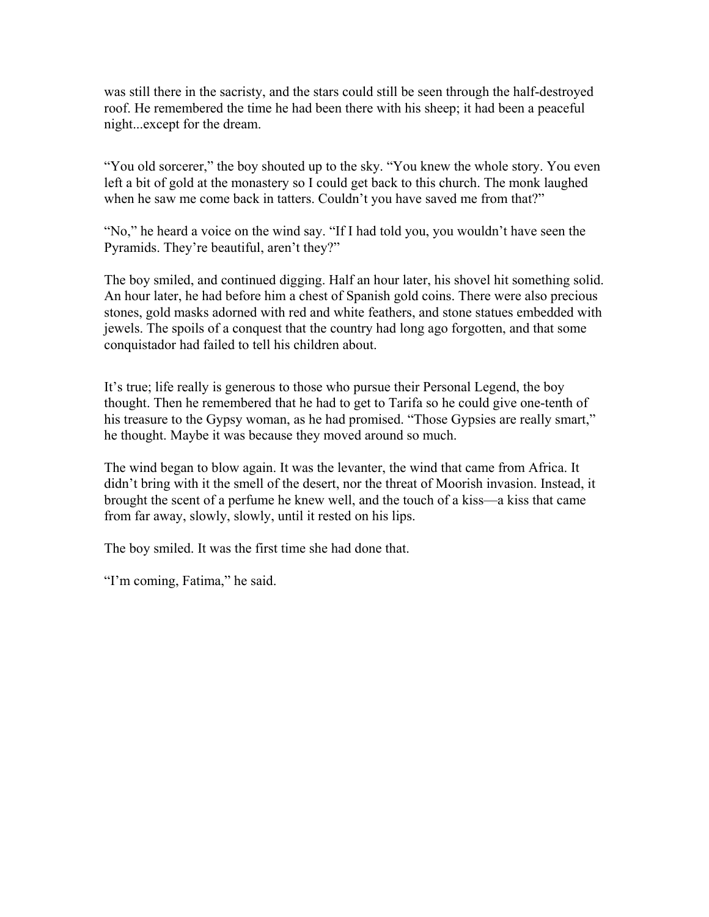was still there in the sacristy, and the stars could still be seen through the half-destroyed roof. He remembered the time he had been there with his sheep; it had been a peaceful night...except for the dream.

"You old sorcerer," the boy shouted up to the sky. "You knew the whole story. You even left a bit of gold at the monastery so I could get back to this church. The monk laughed when he saw me come back in tatters. Couldn't you have saved me from that?"

"No," he heard a voice on the wind say. "If I had told you, you wouldn't have seen the Pyramids. They're beautiful, aren't they?"

The boy smiled, and continued digging. Half an hour later, his shovel hit something solid. An hour later, he had before him a chest of Spanish gold coins. There were also precious stones, gold masks adorned with red and white feathers, and stone statues embedded with jewels. The spoils of a conquest that the country had long ago forgotten, and that some conquistador had failed to tell his children about.

It's true; life really is generous to those who pursue their Personal Legend, the boy thought. Then he remembered that he had to get to Tarifa so he could give one-tenth of his treasure to the Gypsy woman, as he had promised. "Those Gypsies are really smart," he thought. Maybe it was because they moved around so much.

The wind began to blow again. It was the levanter, the wind that came from Africa. It didn't bring with it the smell of the desert, nor the threat of Moorish invasion. Instead, it brought the scent of a perfume he knew well, and the touch of a kiss—a kiss that came from far away, slowly, slowly, until it rested on his lips.

The boy smiled. It was the first time she had done that.

"I'm coming, Fatima," he said.